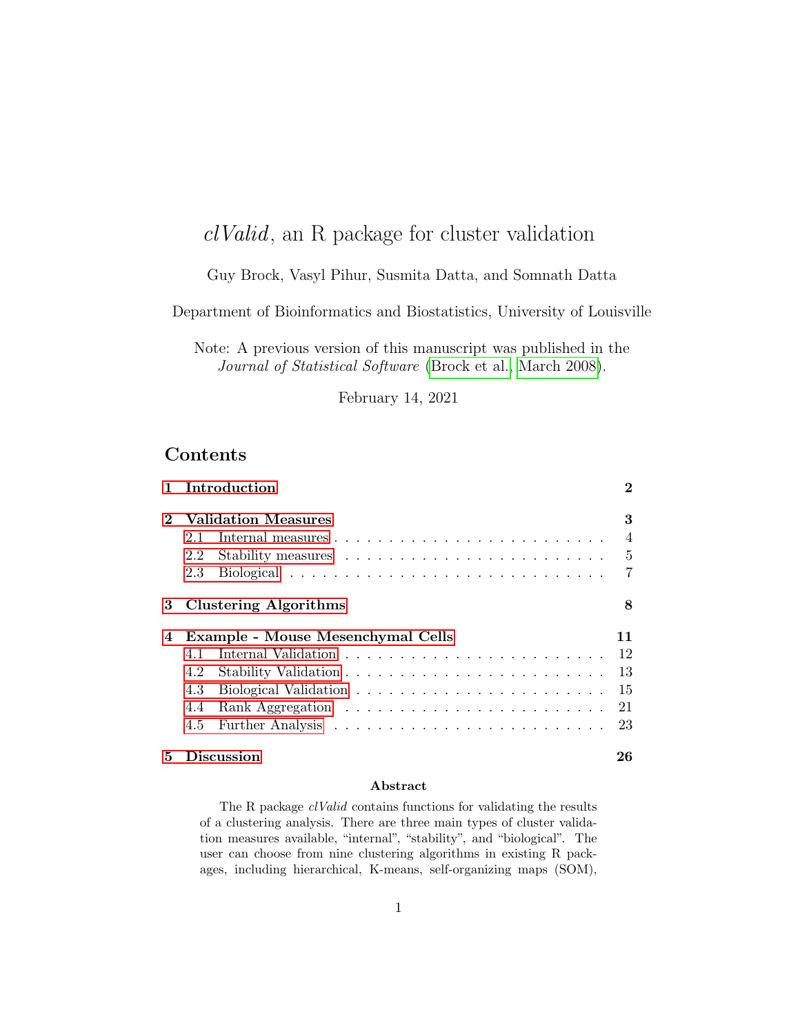# *clValid*, an R package for cluster validation

Guy Brock, Vasyl Pihur, Susmita Datta, and Somnath Datta

Department of Bioinformatics and Biostatistics, University of Louisville

Note: A previous version of this manuscript was published in the *Journal of Statistical Software* (Brock et al., March 2008).

February 14, 2021

## Contents

| | | |
|---|---|---|
| **1** | **Introduction** | **2** |
| **2** | **Validation Measures** | **3** |
| 2.1 | Internal measures | 4 |
| 2.2 | Stability measures | 5 |
| 2.3 | Biological | 7 |
| **3** | **Clustering Algorithms** | **8** |
| **4** | **Example - Mouse Mesenchymal Cells** | **11** |
| 4.1 | Internal Validation | 12 |
| 4.2 | Stability Validation | 13 |
| 4.3 | Biological Validation | 15 |
| 4.4 | Rank Aggregation | 21 |
| 4.5 | Further Analysis | 23 |
| **5** | **Discussion** | **26** |

**Abstract**

The R package *clValid* contains functions for validating the results of a clustering analysis. There are three main types of cluster validation measures available, "internal", "stability", and "biological". The user can choose from nine clustering algorithms in existing R packages, including hierarchical, K-means, self-organizing maps (SOM),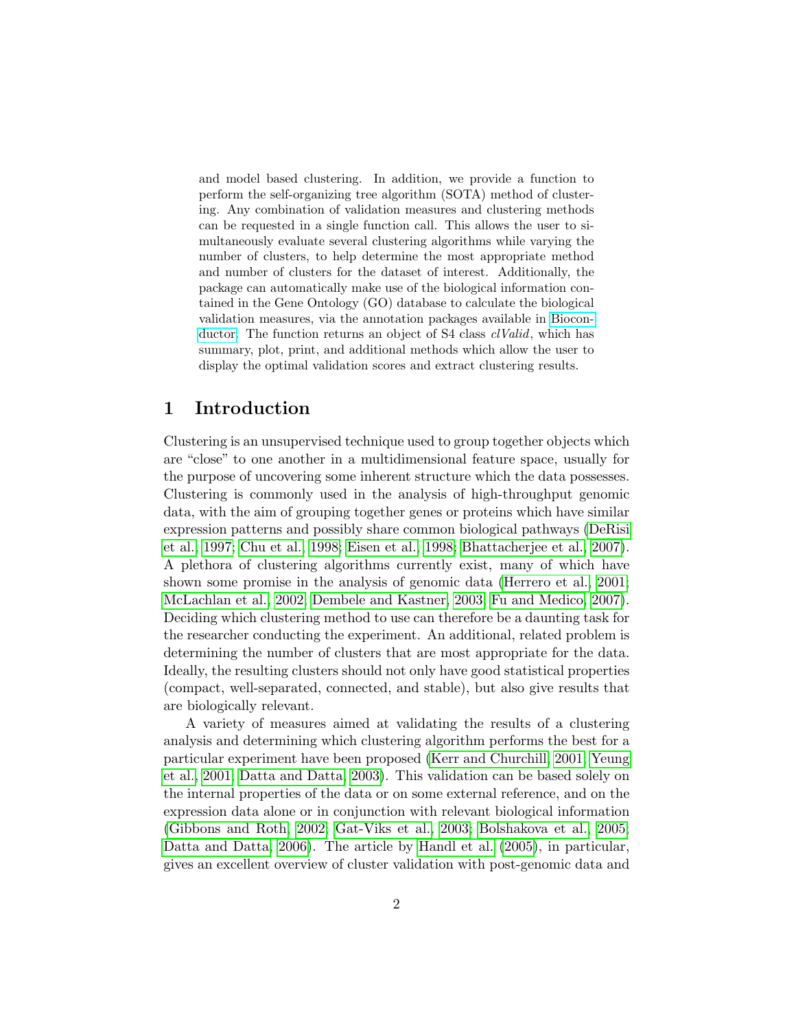and model based clustering. In addition, we provide a function to perform the self-organizing tree algorithm (SOTA) method of clustering. Any combination of validation measures and clustering methods can be requested in a single function call. This allows the user to simultaneously evaluate several clustering algorithms while varying the number of clusters, to help determine the most appropriate method and number of clusters for the dataset of interest. Additionally, the package can automatically make use of the biological information contained in the Gene Ontology (GO) database to calculate the biological validation measures, via the annotation packages available in Bioconductor. The function returns an object of S4 class *clValid*, which has summary, plot, print, and additional methods which allow the user to display the optimal validation scores and extract clustering results.

## 1 Introduction

Clustering is an unsupervised technique used to group together objects which are "close" to one another in a multidimensional feature space, usually for the purpose of uncovering some inherent structure which the data possesses. Clustering is commonly used in the analysis of high-throughput genomic data, with the aim of grouping together genes or proteins which have similar expression patterns and possibly share common biological pathways (DeRisi et al., 1997; Chu et al., 1998; Eisen et al., 1998; Bhattacherjee et al., 2007). A plethora of clustering algorithms currently exist, many of which have shown some promise in the analysis of genomic data (Herrero et al., 2001; McLachlan et al., 2002; Dembele and Kastner, 2003; Fu and Medico, 2007). Deciding which clustering method to use can therefore be a daunting task for the researcher conducting the experiment. An additional, related problem is determining the number of clusters that are most appropriate for the data. Ideally, the resulting clusters should not only have good statistical properties (compact, well-separated, connected, and stable), but also give results that are biologically relevant.

A variety of measures aimed at validating the results of a clustering analysis and determining which clustering algorithm performs the best for a particular experiment have been proposed (Kerr and Churchill, 2001; Yeung et al., 2001; Datta and Datta, 2003). This validation can be based solely on the internal properties of the data or on some external reference, and on the expression data alone or in conjunction with relevant biological information (Gibbons and Roth, 2002; Gat-Viks et al., 2003; Bolshakova et al., 2005; Datta and Datta, 2006). The article by Handl et al. (2005), in particular, gives an excellent overview of cluster validation with post-genomic data and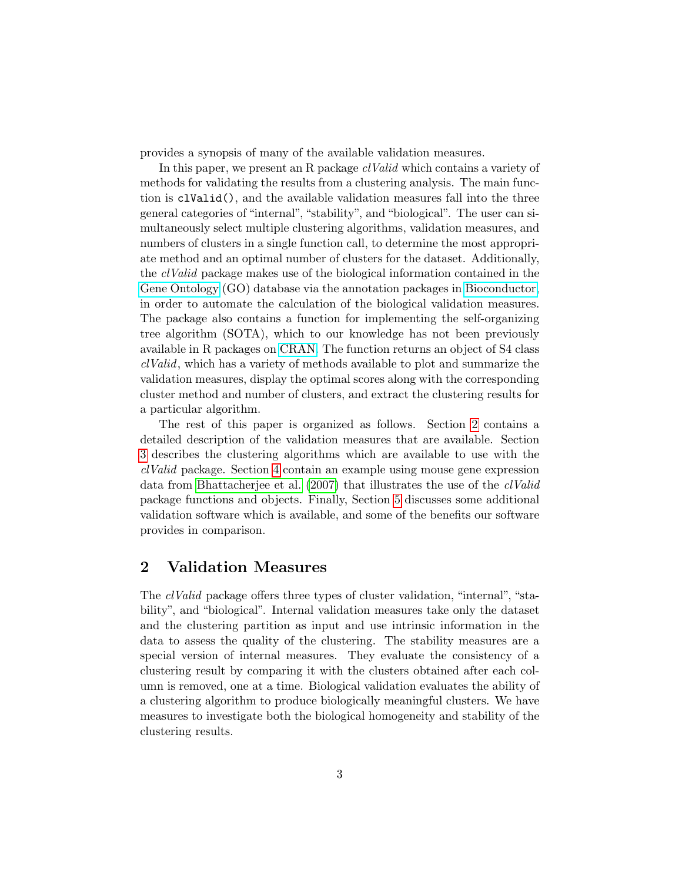provides a synopsis of many of the available validation measures.

In this paper, we present an R package *clValid* which contains a variety of methods for validating the results from a clustering analysis. The main function is `clValid()`, and the available validation measures fall into the three general categories of "internal", "stability", and "biological". The user can simultaneously select multiple clustering algorithms, validation measures, and numbers of clusters in a single function call, to determine the most appropriate method and an optimal number of clusters for the dataset. Additionally, the *clValid* package makes use of the biological information contained in the Gene Ontology (GO) database via the annotation packages in Bioconductor, in order to automate the calculation of the biological validation measures. The package also contains a function for implementing the self-organizing tree algorithm (SOTA), which to our knowledge has not been previously available in R packages on CRAN. The function returns an object of S4 class *clValid*, which has a variety of methods available to plot and summarize the validation measures, display the optimal scores along with the corresponding cluster method and number of clusters, and extract the clustering results for a particular algorithm.

The rest of this paper is organized as follows. Section 2 contains a detailed description of the validation measures that are available. Section 3 describes the clustering algorithms which are available to use with the *clValid* package. Section 4 contain an example using mouse gene expression data from Bhattacherjee et al. (2007) that illustrates the use of the *clValid* package functions and objects. Finally, Section 5 discusses some additional validation software which is available, and some of the benefits our software provides in comparison.

## 2 Validation Measures

The *clValid* package offers three types of cluster validation, "internal", "stability", and "biological". Internal validation measures take only the dataset and the clustering partition as input and use intrinsic information in the data to assess the quality of the clustering. The stability measures are a special version of internal measures. They evaluate the consistency of a clustering result by comparing it with the clusters obtained after each column is removed, one at a time. Biological validation evaluates the ability of a clustering algorithm to produce biologically meaningful clusters. We have measures to investigate both the biological homogeneity and stability of the clustering results.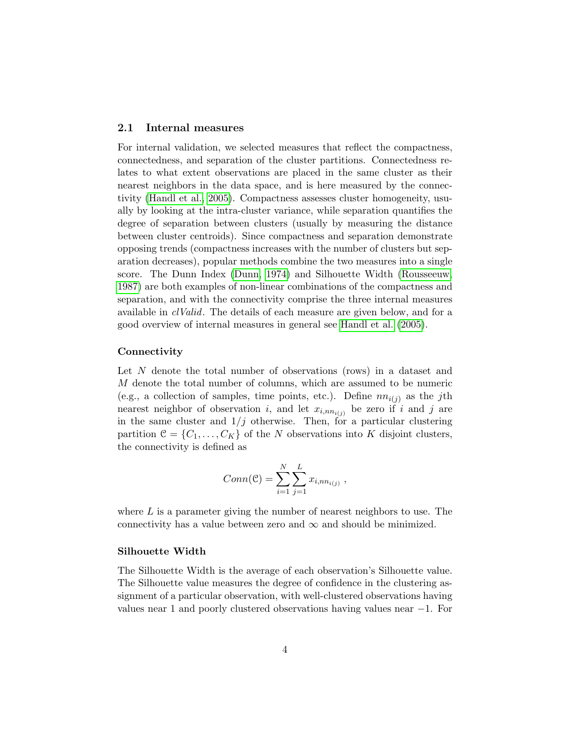### 2.1 Internal measures

For internal validation, we selected measures that reflect the compactness, connectedness, and separation of the cluster partitions. Connectedness relates to what extent observations are placed in the same cluster as their nearest neighbors in the data space, and is here measured by the connectivity (Handl et al., 2005). Compactness assesses cluster homogeneity, usually by looking at the intra-cluster variance, while separation quantifies the degree of separation between clusters (usually by measuring the distance between cluster centroids). Since compactness and separation demonstrate opposing trends (compactness increases with the number of clusters but separation decreases), popular methods combine the two measures into a single score. The Dunn Index (Dunn, 1974) and Silhouette Width (Rousseeuw, 1987) are both examples of non-linear combinations of the compactness and separation, and with the connectivity comprise the three internal measures available in *clValid*. The details of each measure are given below, and for a good overview of internal measures in general see Handl et al. (2005).

#### Connectivity

Let $N$ denote the total number of observations (rows) in a dataset and $M$ denote the total number of columns, which are assumed to be numeric (e.g., a collection of samples, time points, etc.). Define $nn_{i(j)}$ as the $j$th nearest neighbor of observation $i$, and let $x_{i,nn_{i(j)}}$ be zero if $i$ and $j$ are in the same cluster and $1/j$ otherwise. Then, for a particular clustering partition $\mathcal{C} = \{C_1, \ldots, C_K\}$ of the $N$ observations into $K$ disjoint clusters, the connectivity is defined as

$$Conn(\mathcal{C}) = \sum_{i=1}^{N} \sum_{j=1}^{L} x_{i,nn_{i(j)}} \ ,$$

where $L$ is a parameter giving the number of nearest neighbors to use. The connectivity has a value between zero and $\infty$ and should be minimized.

#### Silhouette Width

The Silhouette Width is the average of each observation's Silhouette value. The Silhouette value measures the degree of confidence in the clustering assignment of a particular observation, with well-clustered observations having values near 1 and poorly clustered observations having values near $-1$. For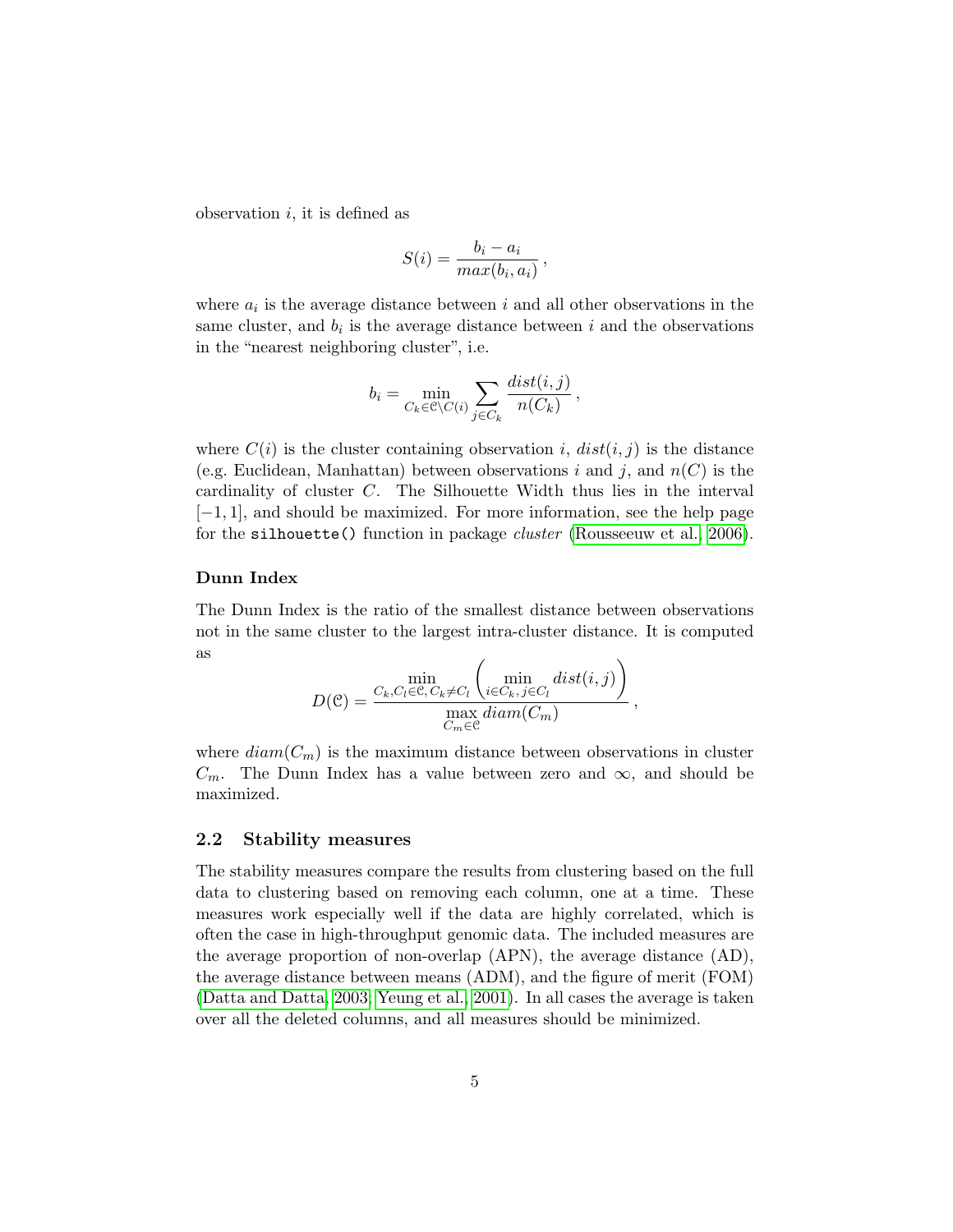observation $i$, it is defined as

$$S(i) = \frac{b_i - a_i}{max(b_i, a_i)} \,,$$

where $a_i$ is the average distance between $i$ and all other observations in the same cluster, and $b_i$ is the average distance between $i$ and the observations in the "nearest neighboring cluster", i.e.

$$b_i = \min_{C_k \in \mathcal{C} \setminus C(i)} \sum_{j \in C_k} \frac{dist(i,j)}{n(C_k)} \,,$$

where $C(i)$ is the cluster containing observation $i$, $dist(i,j)$ is the distance (e.g. Euclidean, Manhattan) between observations $i$ and $j$, and $n(C)$ is the cardinality of cluster $C$. The Silhouette Width thus lies in the interval $[-1, 1]$, and should be maximized. For more information, see the help page for the `silhouette()` function in package *cluster* (Rousseeuw et al., 2006).

**Dunn Index**

The Dunn Index is the ratio of the smallest distance between observations not in the same cluster to the largest intra-cluster distance. It is computed as

$$D(\mathcal{C}) = \frac{\min\limits_{C_k, C_l \in \mathcal{C}, C_k \neq C_l} \left( \min\limits_{i \in C_k, j \in C_l} dist(i,j) \right)}{\max\limits_{C_m \in \mathcal{C}} diam(C_m)} \,,$$

where $diam(C_m)$ is the maximum distance between observations in cluster $C_m$. The Dunn Index has a value between zero and $\infty$, and should be maximized.

## 2.2 Stability measures

The stability measures compare the results from clustering based on the full data to clustering based on removing each column, one at a time. These measures work especially well if the data are highly correlated, which is often the case in high-throughput genomic data. The included measures are the average proportion of non-overlap (APN), the average distance (AD), the average distance between means (ADM), and the figure of merit (FOM) (Datta and Datta, 2003; Yeung et al., 2001). In all cases the average is taken over all the deleted columns, and all measures should be minimized.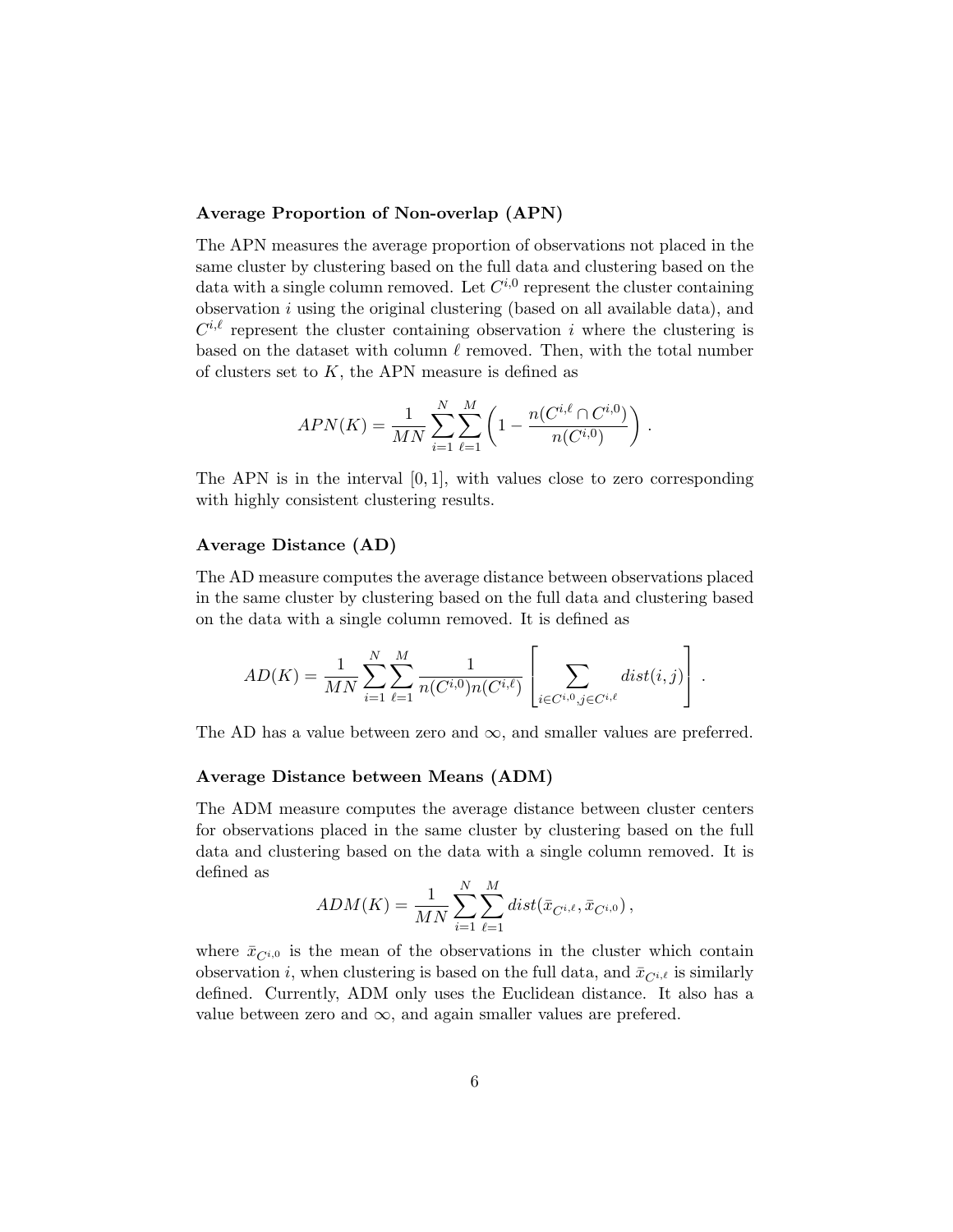### Average Proportion of Non-overlap (APN)

The APN measures the average proportion of observations not placed in the same cluster by clustering based on the full data and clustering based on the data with a single column removed. Let $C^{i,0}$ represent the cluster containing observation $i$ using the original clustering (based on all available data), and $C^{i,\ell}$ represent the cluster containing observation $i$ where the clustering is based on the dataset with column $\ell$ removed. Then, with the total number of clusters set to $K$, the APN measure is defined as

$$APN(K) = \frac{1}{MN} \sum_{i=1}^{N} \sum_{\ell=1}^{M} \left( 1 - \frac{n(C^{i,\ell} \cap C^{i,0})}{n(C^{i,0})} \right) .$$

The APN is in the interval $[0, 1]$, with values close to zero corresponding with highly consistent clustering results.

### Average Distance (AD)

The AD measure computes the average distance between observations placed in the same cluster by clustering based on the full data and clustering based on the data with a single column removed. It is defined as

$$AD(K) = \frac{1}{MN} \sum_{i=1}^{N} \sum_{\ell=1}^{M} \frac{1}{n(C^{i,0}) n(C^{i,\ell})} \left[ \sum_{i \in C^{i,0}, j \in C^{i,\ell}} dist(i,j) \right] .$$

The AD has a value between zero and $\infty$, and smaller values are preferred.

### Average Distance between Means (ADM)

The ADM measure computes the average distance between cluster centers for observations placed in the same cluster by clustering based on the full data and clustering based on the data with a single column removed. It is defined as

$$ADM(K) = \frac{1}{MN} \sum_{i=1}^{N} \sum_{\ell=1}^{M} dist(\bar{x}_{C^{i,\ell}}, \bar{x}_{C^{i,0}}) ,$$

where $\bar{x}_{C^{i,0}}$ is the mean of the observations in the cluster which contain observation $i$, when clustering is based on the full data, and $\bar{x}_{C^{i,\ell}}$ is similarly defined. Currently, ADM only uses the Euclidean distance. It also has a value between zero and $\infty$, and again smaller values are prefered.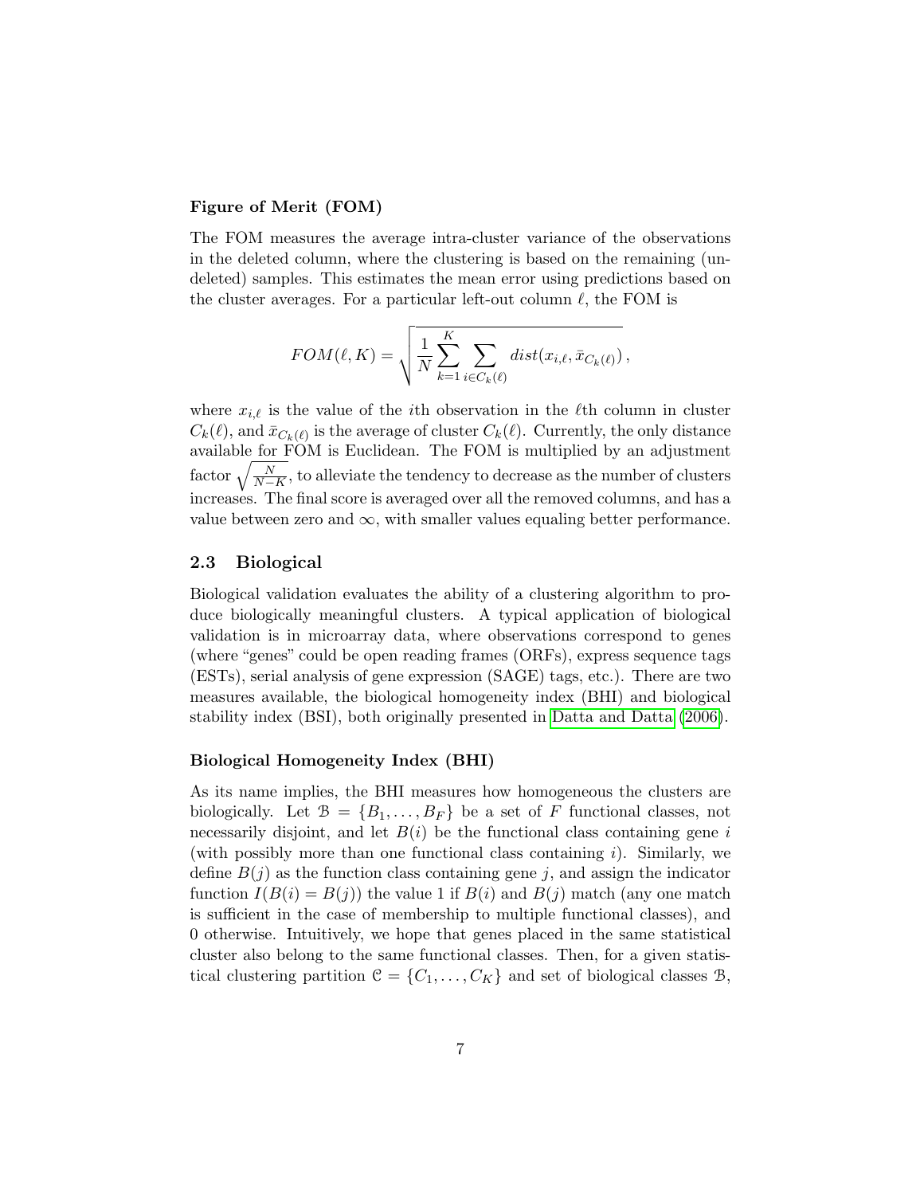**Figure of Merit (FOM)**

The FOM measures the average intra-cluster variance of the observations in the deleted column, where the clustering is based on the remaining (undeleted) samples. This estimates the mean error using predictions based on the cluster averages. For a particular left-out column $\ell$, the FOM is

$$FOM(\ell, K) = \sqrt{\frac{1}{N}\sum_{k=1}^{K}\sum_{i \in C_k(\ell)} dist(x_{i,\ell}, \bar{x}_{C_k(\ell)})},$$

where $x_{i,\ell}$ is the value of the $i$th observation in the $\ell$th column in cluster $C_k(\ell)$, and $\bar{x}_{C_k(\ell)}$ is the average of cluster $C_k(\ell)$. Currently, the only distance available for FOM is Euclidean. The FOM is multiplied by an adjustment factor $\sqrt{\frac{N}{N-K}}$, to alleviate the tendency to decrease as the number of clusters increases. The final score is averaged over all the removed columns, and has a value between zero and $\infty$, with smaller values equaling better performance.

## 2.3 Biological

Biological validation evaluates the ability of a clustering algorithm to produce biologically meaningful clusters. A typical application of biological validation is in microarray data, where observations correspond to genes (where "genes" could be open reading frames (ORFs), express sequence tags (ESTs), serial analysis of gene expression (SAGE) tags, etc.). There are two measures available, the biological homogeneity index (BHI) and biological stability index (BSI), both originally presented in Datta and Datta (2006).

**Biological Homogeneity Index (BHI)**

As its name implies, the BHI measures how homogeneous the clusters are biologically. Let $\mathcal{B} = \{B_1, \ldots, B_F\}$ be a set of $F$ functional classes, not necessarily disjoint, and let $B(i)$ be the functional class containing gene $i$ (with possibly more than one functional class containing $i$). Similarly, we define $B(j)$ as the function class containing gene $j$, and assign the indicator function $I(B(i) = B(j))$ the value 1 if $B(i)$ and $B(j)$ match (any one match is sufficient in the case of membership to multiple functional classes), and 0 otherwise. Intuitively, we hope that genes placed in the same statistical cluster also belong to the same functional classes. Then, for a given statistical clustering partition $\mathcal{C} = \{C_1, \ldots, C_K\}$ and set of biological classes $\mathcal{B}$,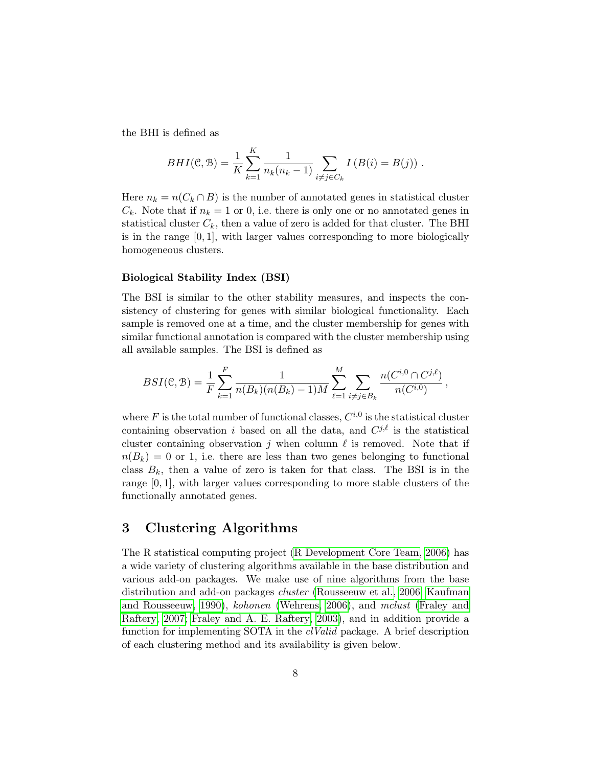the BHI is defined as

$$BHI(\mathcal{C}, \mathcal{B}) = \frac{1}{K} \sum_{k=1}^{K} \frac{1}{n_k(n_k - 1)} \sum_{i \neq j \in C_k} I\left(B(i) = B(j)\right) .$$

Here $n_k = n(C_k \cap B)$ is the number of annotated genes in statistical cluster $C_k$. Note that if $n_k = 1$ or 0, i.e. there is only one or no annotated genes in statistical cluster $C_k$, then a value of zero is added for that cluster. The BHI is in the range $[0, 1]$, with larger values corresponding to more biologically homogeneous clusters.

### Biological Stability Index (BSI)

The BSI is similar to the other stability measures, and inspects the consistency of clustering for genes with similar biological functionality. Each sample is removed one at a time, and the cluster membership for genes with similar functional annotation is compared with the cluster membership using all available samples. The BSI is defined as

$$BSI(\mathcal{C}, \mathcal{B}) = \frac{1}{F} \sum_{k=1}^{F} \frac{1}{n(B_k)(n(B_k) - 1)M} \sum_{\ell=1}^{M} \sum_{i \neq j \in B_k} \frac{n(C^{i,0} \cap C^{j,\ell})}{n(C^{i,0})} ,$$

where $F$ is the total number of functional classes, $C^{i,0}$ is the statistical cluster containing observation $i$ based on all the data, and $C^{j,\ell}$ is the statistical cluster containing observation $j$ when column $\ell$ is removed. Note that if $n(B_k) = 0$ or 1, i.e. there are less than two genes belonging to functional class $B_k$, then a value of zero is taken for that class. The BSI is in the range $[0, 1]$, with larger values corresponding to more stable clusters of the functionally annotated genes.

## 3 Clustering Algorithms

The R statistical computing project (R Development Core Team, 2006) has a wide variety of clustering algorithms available in the base distribution and various add-on packages. We make use of nine algorithms from the base distribution and add-on packages *cluster* (Rousseeuw et al., 2006; Kaufman and Rousseeuw, 1990), *kohonen* (Wehrens, 2006), and *mclust* (Fraley and Raftery, 2007; Fraley and A. E. Raftery, 2003), and in addition provide a function for implementing SOTA in the *clValid* package. A brief description of each clustering method and its availability is given below.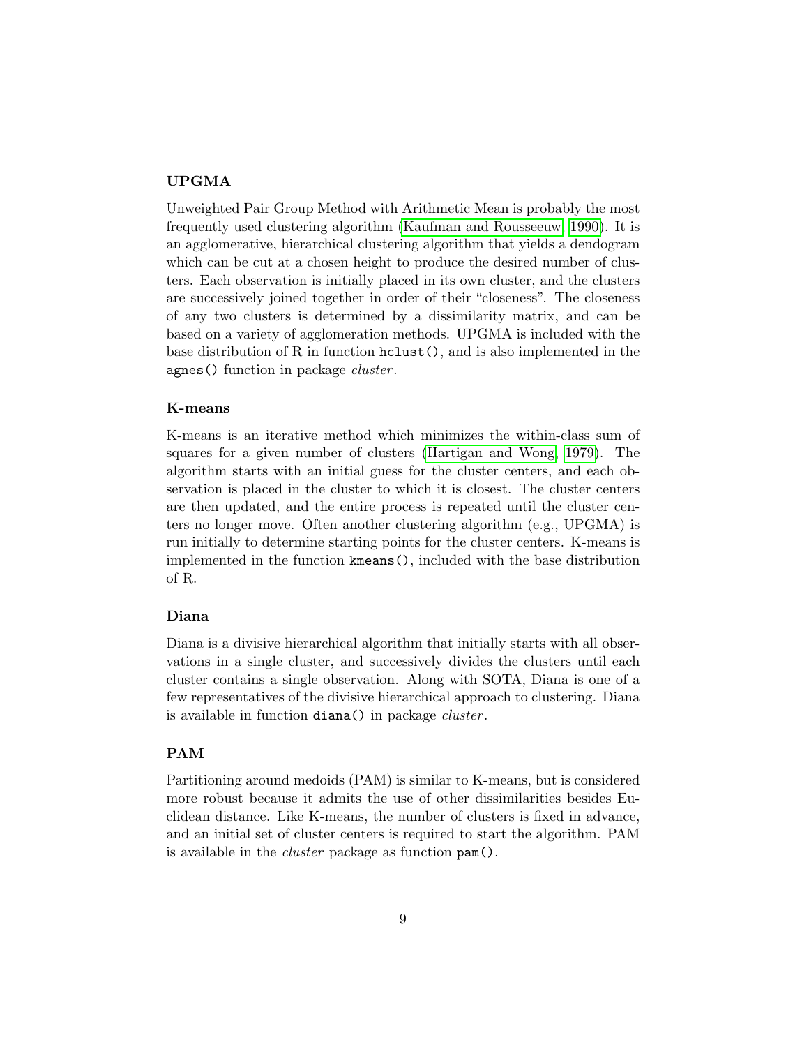### UPGMA

Unweighted Pair Group Method with Arithmetic Mean is probably the most frequently used clustering algorithm (Kaufman and Rousseeuw, 1990). It is an agglomerative, hierarchical clustering algorithm that yields a dendogram which can be cut at a chosen height to produce the desired number of clusters. Each observation is initially placed in its own cluster, and the clusters are successively joined together in order of their "closeness". The closeness of any two clusters is determined by a dissimilarity matrix, and can be based on a variety of agglomeration methods. UPGMA is included with the base distribution of R in function `hclust()`, and is also implemented in the `agnes()` function in package *cluster*.

### K-means

K-means is an iterative method which minimizes the within-class sum of squares for a given number of clusters (Hartigan and Wong, 1979). The algorithm starts with an initial guess for the cluster centers, and each observation is placed in the cluster to which it is closest. The cluster centers are then updated, and the entire process is repeated until the cluster centers no longer move. Often another clustering algorithm (e.g., UPGMA) is run initially to determine starting points for the cluster centers. K-means is implemented in the function `kmeans()`, included with the base distribution of R.

### Diana

Diana is a divisive hierarchical algorithm that initially starts with all observations in a single cluster, and successively divides the clusters until each cluster contains a single observation. Along with SOTA, Diana is one of a few representatives of the divisive hierarchical approach to clustering. Diana is available in function `diana()` in package *cluster*.

### PAM

Partitioning around medoids (PAM) is similar to K-means, but is considered more robust because it admits the use of other dissimilarities besides Euclidean distance. Like K-means, the number of clusters is fixed in advance, and an initial set of cluster centers is required to start the algorithm. PAM is available in the *cluster* package as function `pam()`.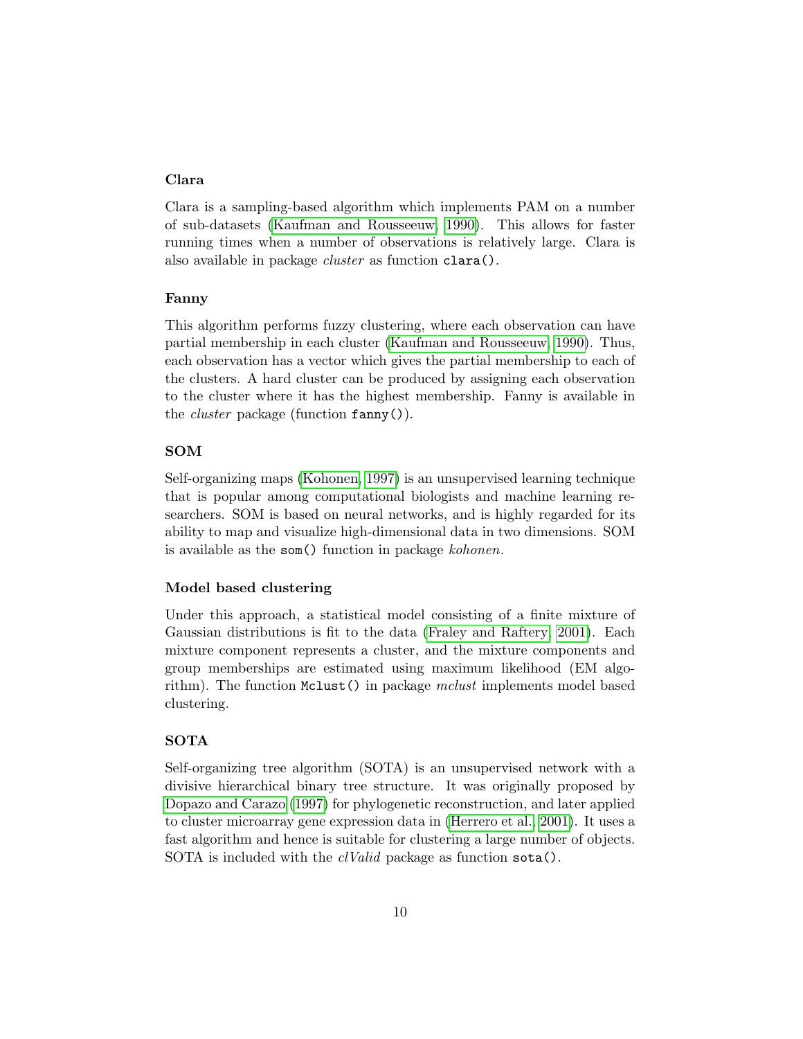### Clara

Clara is a sampling-based algorithm which implements PAM on a number of sub-datasets (Kaufman and Rousseeuw, 1990). This allows for faster running times when a number of observations is relatively large. Clara is also available in package *cluster* as function `clara()`.

### Fanny

This algorithm performs fuzzy clustering, where each observation can have partial membership in each cluster (Kaufman and Rousseeuw, 1990). Thus, each observation has a vector which gives the partial membership to each of the clusters. A hard cluster can be produced by assigning each observation to the cluster where it has the highest membership. Fanny is available in the *cluster* package (function `fanny()`).

### SOM

Self-organizing maps (Kohonen, 1997) is an unsupervised learning technique that is popular among computational biologists and machine learning researchers. SOM is based on neural networks, and is highly regarded for its ability to map and visualize high-dimensional data in two dimensions. SOM is available as the `som()` function in package *kohonen*.

### Model based clustering

Under this approach, a statistical model consisting of a finite mixture of Gaussian distributions is fit to the data (Fraley and Raftery, 2001). Each mixture component represents a cluster, and the mixture components and group memberships are estimated using maximum likelihood (EM algorithm). The function `Mclust()` in package *mclust* implements model based clustering.

### SOTA

Self-organizing tree algorithm (SOTA) is an unsupervised network with a divisive hierarchical binary tree structure. It was originally proposed by Dopazo and Carazo (1997) for phylogenetic reconstruction, and later applied to cluster microarray gene expression data in (Herrero et al., 2001). It uses a fast algorithm and hence is suitable for clustering a large number of objects. SOTA is included with the *clValid* package as function `sota()`.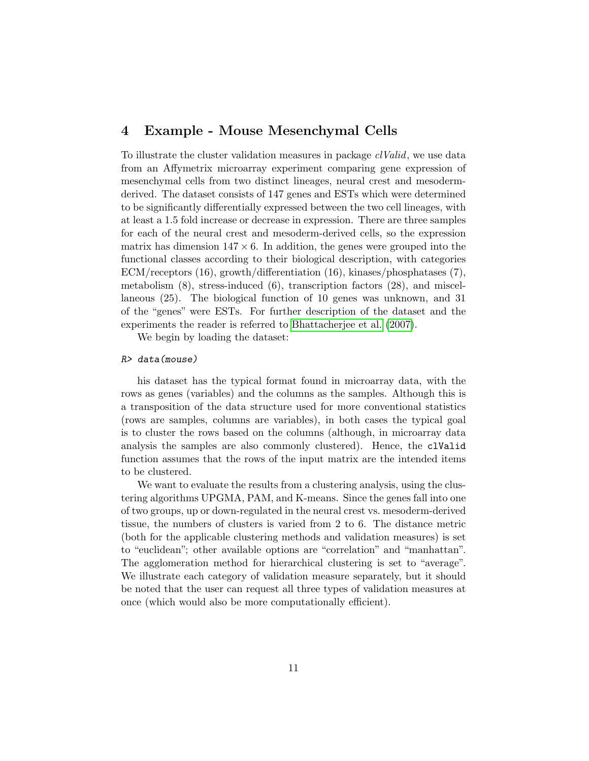# 4 Example - Mouse Mesenchymal Cells

To illustrate the cluster validation measures in package *clValid*, we use data from an Affymetrix microarray experiment comparing gene expression of mesenchymal cells from two distinct lineages, neural crest and mesoderm-derived. The dataset consists of 147 genes and ESTs which were determined to be significantly differentially expressed between the two cell lineages, with at least a 1.5 fold increase or decrease in expression. There are three samples for each of the neural crest and mesoderm-derived cells, so the expression matrix has dimension $147 \times 6$. In addition, the genes were grouped into the functional classes according to their biological description, with categories ECM/receptors (16), growth/differentiation (16), kinases/phosphatases (7), metabolism (8), stress-induced (6), transcription factors (28), and miscellaneous (25). The biological function of 10 genes was unknown, and 31 of the "genes" were ESTs. For further description of the dataset and the experiments the reader is referred to Bhattacherjee et al. (2007).

We begin by loading the dataset:

```
R> data(mouse)
```

his dataset has the typical format found in microarray data, with the rows as genes (variables) and the columns as the samples. Although this is a transposition of the data structure used for more conventional statistics (rows are samples, columns are variables), in both cases the typical goal is to cluster the rows based on the columns (although, in microarray data analysis the samples are also commonly clustered). Hence, the `clValid` function assumes that the rows of the input matrix are the intended items to be clustered.

We want to evaluate the results from a clustering analysis, using the clustering algorithms UPGMA, PAM, and K-means. Since the genes fall into one of two groups, up or down-regulated in the neural crest vs. mesoderm-derived tissue, the numbers of clusters is varied from 2 to 6. The distance metric (both for the applicable clustering methods and validation measures) is set to "euclidean"; other available options are "correlation" and "manhattan". The agglomeration method for hierarchical clustering is set to "average". We illustrate each category of validation measure separately, but it should be noted that the user can request all three types of validation measures at once (which would also be more computationally efficient).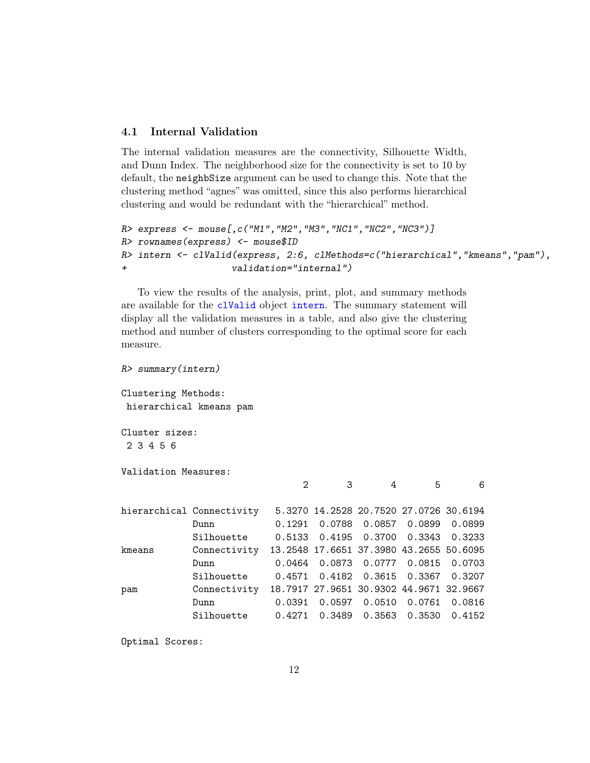### 4.1 Internal Validation

The internal validation measures are the connectivity, Silhouette Width, and Dunn Index. The neighborhood size for the connectivity is set to 10 by default, the `neighbSize` argument can be used to change this. Note that the clustering method "agnes" was omitted, since this also performs hierarchical clustering and would be redundant with the "hierarchical" method.

```
R> express <- mouse[,c("M1","M2","M3","NC1","NC2","NC3")]
R> rownames(express) <- mouse$ID
R> intern <- clValid(express, 2:6, clMethods=c("hierarchical","kmeans","pam"),
+                   validation="internal")
```

To view the results of the analysis, print, plot, and summary methods are available for the clValid object intern. The summary statement will display all the validation measures in a table, and also give the clustering method and number of clusters corresponding to the optimal score for each measure.

```
R> summary(intern)

Clustering Methods:
 hierarchical kmeans pam

Cluster sizes:
 2 3 4 5 6

Validation Measures:
                              2       3       4       5       6

hierarchical Connectivity   5.3270 14.2528 20.7520 27.0726 30.6194
             Dunn           0.1291  0.0788  0.0857  0.0899  0.0899
             Silhouette     0.5133  0.4195  0.3700  0.3343  0.3233
kmeans       Connectivity  13.2548 17.6651 37.3980 43.2655 50.6095
             Dunn           0.0464  0.0873  0.0777  0.0815  0.0703
             Silhouette     0.4571  0.4182  0.3615  0.3367  0.3207
pam          Connectivity  18.7917 27.9651 30.9302 44.9671 32.9667
             Dunn           0.0391  0.0597  0.0510  0.0761  0.0816
             Silhouette     0.4271  0.3489  0.3563  0.3530  0.4152

Optimal Scores:
```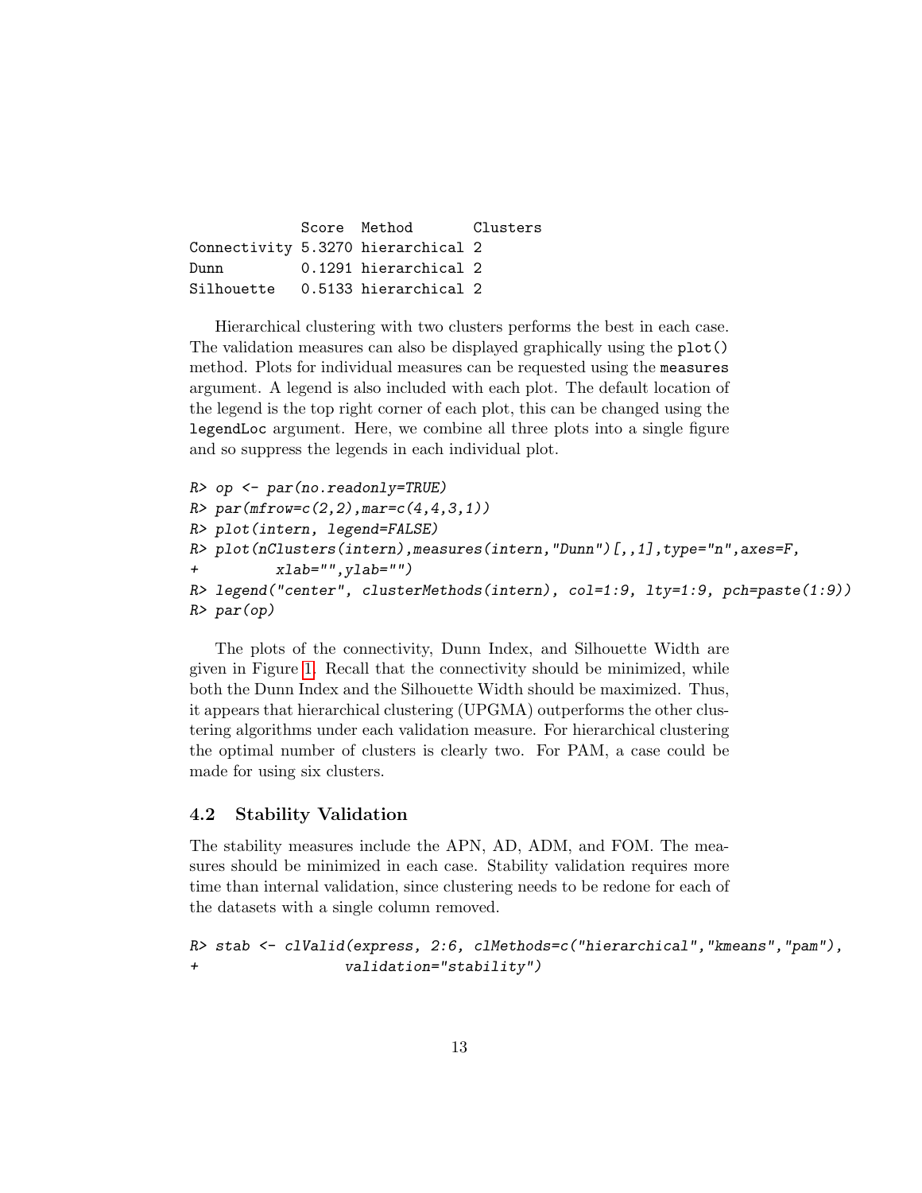```
             Score  Method       Clusters
Connectivity 5.3270 hierarchical 2
Dunn         0.1291 hierarchical 2
Silhouette   0.5133 hierarchical 2
```

Hierarchical clustering with two clusters performs the best in each case. The validation measures can also be displayed graphically using the `plot()` method. Plots for individual measures can be requested using the `measures` argument. A legend is also included with each plot. The default location of the legend is the top right corner of each plot, this can be changed using the `legendLoc` argument. Here, we combine all three plots into a single figure and so suppress the legends in each individual plot.

```
R> op <- par(no.readonly=TRUE)
R> par(mfrow=c(2,2),mar=c(4,4,3,1))
R> plot(intern, legend=FALSE)
R> plot(nClusters(intern),measures(intern,"Dunn")[,,1],type="n",axes=F,
+          xlab="",ylab="")
R> legend("center", clusterMethods(intern), col=1:9, lty=1:9, pch=paste(1:9))
R> par(op)
```

The plots of the connectivity, Dunn Index, and Silhouette Width are given in Figure 1. Recall that the connectivity should be minimized, while both the Dunn Index and the Silhouette Width should be maximized. Thus, it appears that hierarchical clustering (UPGMA) outperforms the other clustering algorithms under each validation measure. For hierarchical clustering the optimal number of clusters is clearly two. For PAM, a case could be made for using six clusters.

### 4.2 Stability Validation

The stability measures include the APN, AD, ADM, and FOM. The measures should be minimized in each case. Stability validation requires more time than internal validation, since clustering needs to be redone for each of the datasets with a single column removed.

```
R> stab <- clValid(express, 2:6, clMethods=c("hierarchical","kmeans","pam"),
+                  validation="stability")
```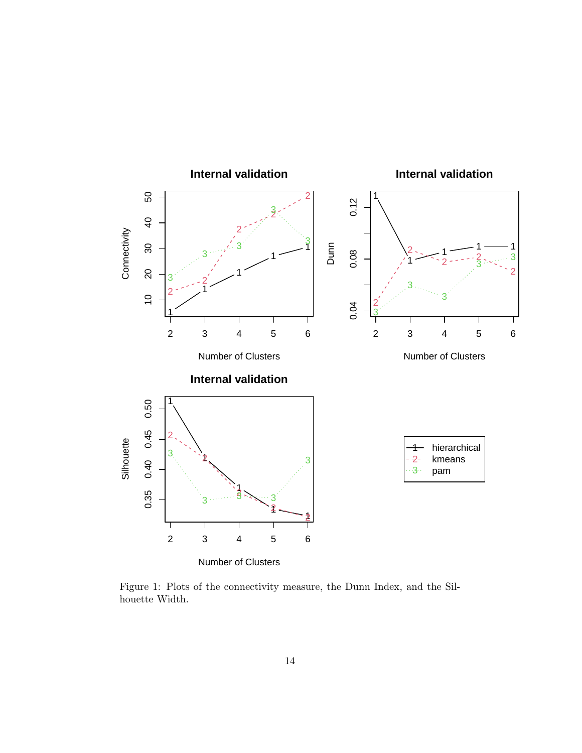Figure 1: Plots of the connectivity measure, the Dunn Index, and the Silhouette Width.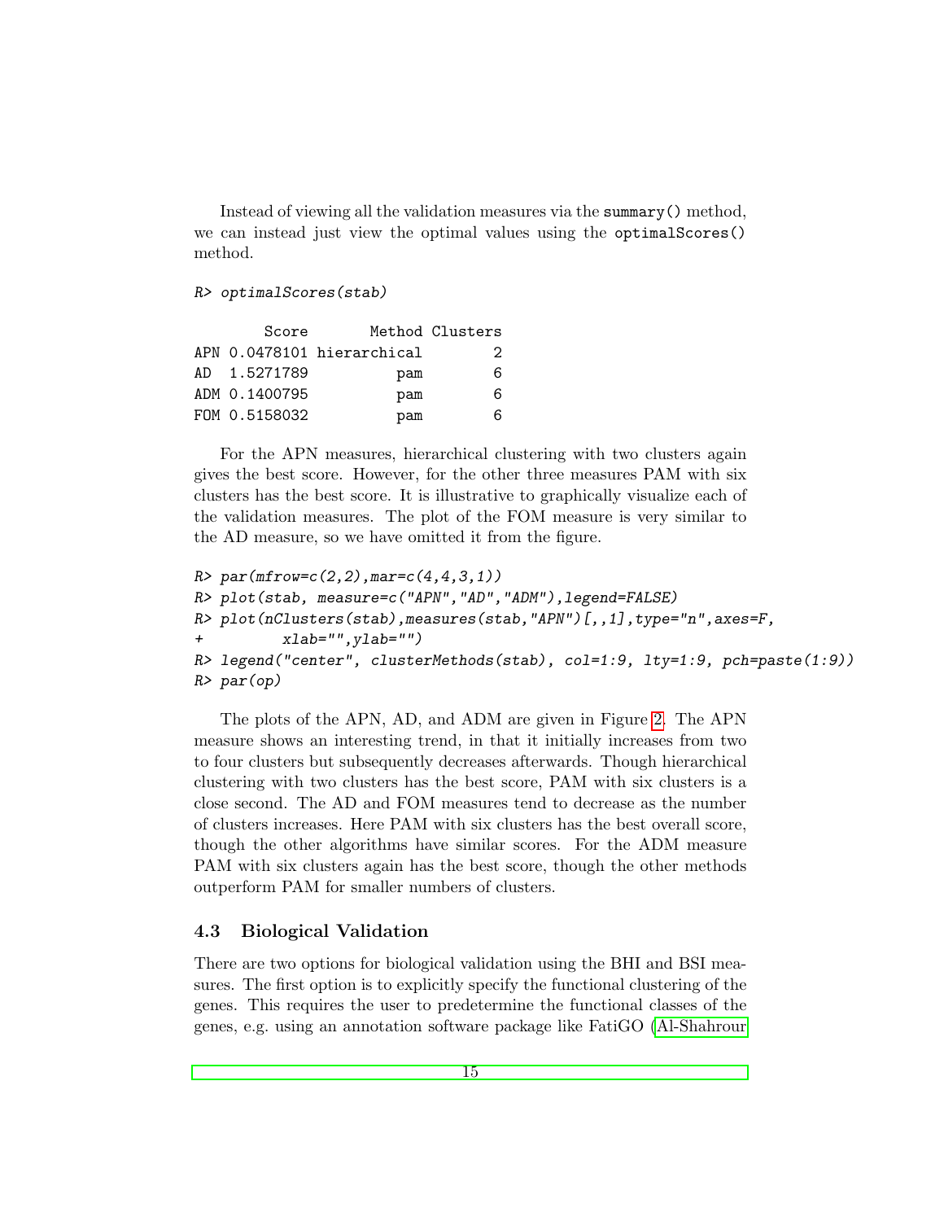Instead of viewing all the validation measures via the `summary()` method, we can instead just view the optimal values using the `optimalScores()` method.

```
R> optimalScores(stab)

        Score       Method Clusters
APN 0.0478101 hierarchical        2
AD  1.5271789          pam        6
ADM 0.1400795          pam        6
FOM 0.5158032          pam        6
```

For the APN measures, hierarchical clustering with two clusters again gives the best score. However, for the other three measures PAM with six clusters has the best score. It is illustrative to graphically visualize each of the validation measures. The plot of the FOM measure is very similar to the AD measure, so we have omitted it from the figure.

```
R> par(mfrow=c(2,2),mar=c(4,4,3,1))
R> plot(stab, measure=c("APN","AD","ADM"),legend=FALSE)
R> plot(nClusters(stab),measures(stab,"APN")[,,1],type="n",axes=F,
+         xlab="",ylab="")
R> legend("center", clusterMethods(stab), col=1:9, lty=1:9, pch=paste(1:9))
R> par(op)
```

The plots of the APN, AD, and ADM are given in Figure 2. The APN measure shows an interesting trend, in that it initially increases from two to four clusters but subsequently decreases afterwards. Though hierarchical clustering with two clusters has the best score, PAM with six clusters is a close second. The AD and FOM measures tend to decrease as the number of clusters increases. Here PAM with six clusters has the best overall score, though the other algorithms have similar scores. For the ADM measure PAM with six clusters again has the best score, though the other methods outperform PAM for smaller numbers of clusters.

### 4.3 Biological Validation

There are two options for biological validation using the BHI and BSI measures. The first option is to explicitly specify the functional clustering of the genes. This requires the user to predetermine the functional classes of the genes, e.g. using an annotation software package like FatiGO (Al-Shahrour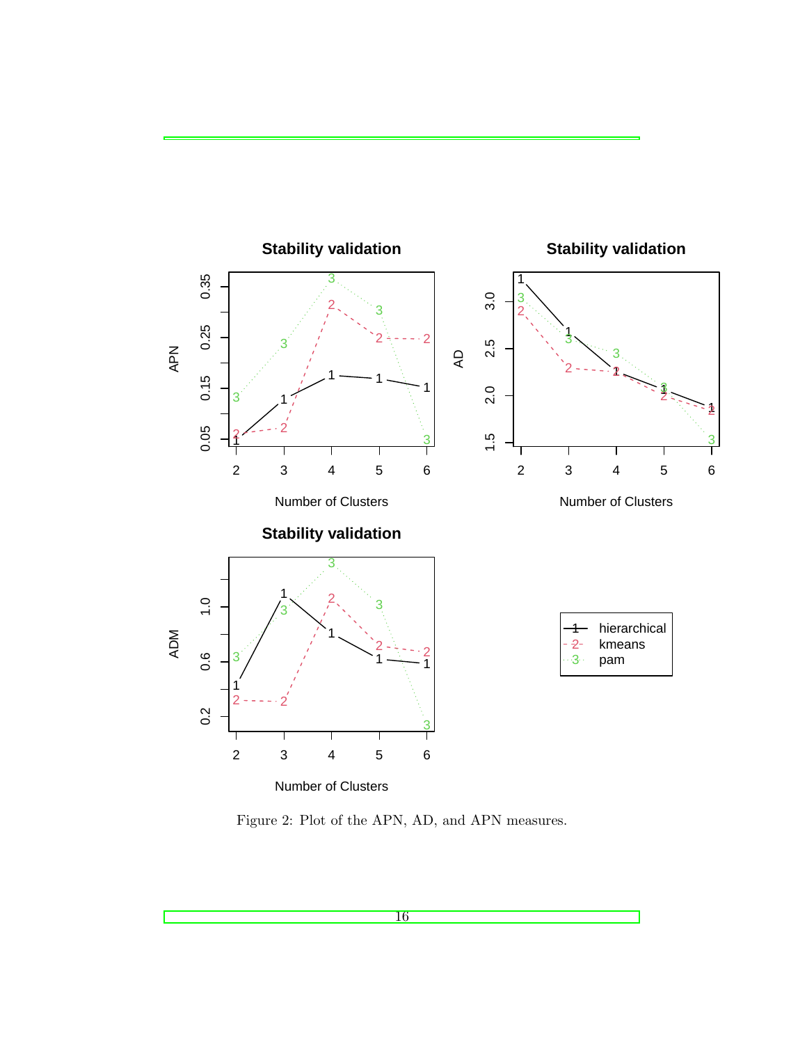Figure 2: Plot of the APN, AD, and APN measures.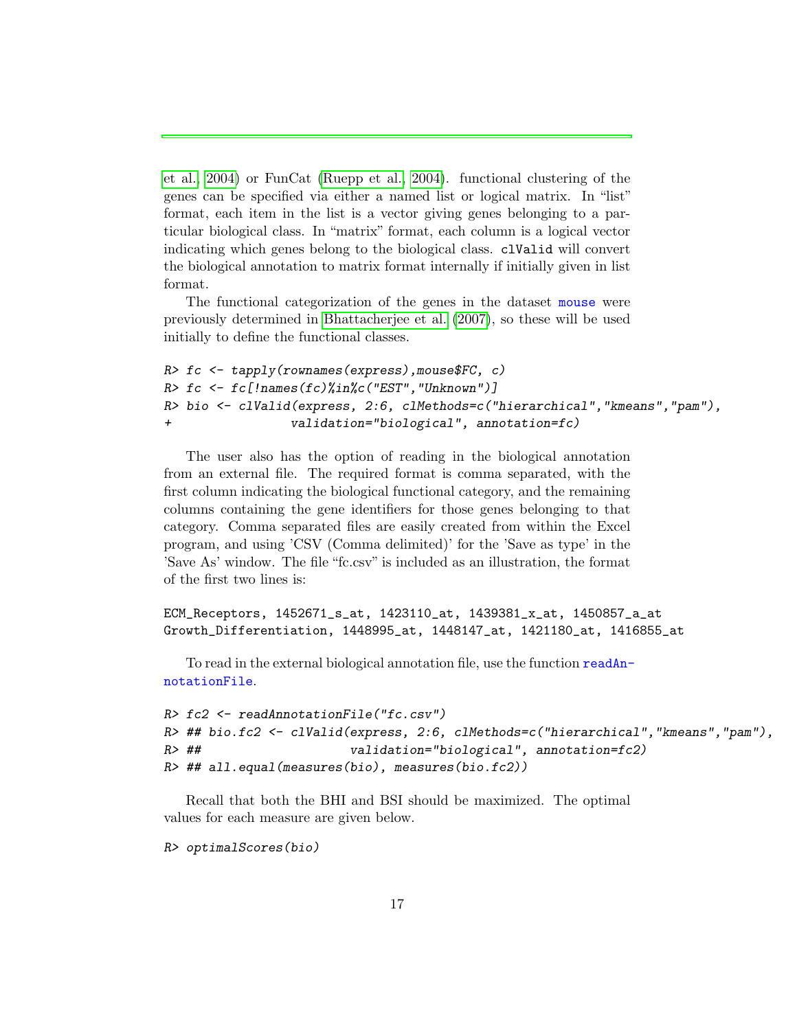et al. 2004) or FunCat (Ruepp et al. 2004). functional clustering of the genes can be specified via either a named list or logical matrix. In "list" format, each item in the list is a vector giving genes belonging to a particular biological class. In "matrix" format, each column is a logical vector indicating which genes belong to the biological class. `clValid` will convert the biological annotation to matrix format internally if initially given in list format.

The functional categorization of the genes in the dataset `mouse` were previously determined in Bhattacherjee et al. (2007), so these will be used initially to define the functional classes.

```
R> fc <- tapply(rownames(express),mouse$FC, c)
R> fc <- fc[!names(fc)%in%c("EST","Unknown")]
R> bio <- clValid(express, 2:6, clMethods=c("hierarchical","kmeans","pam"),
+                validation="biological", annotation=fc)
```

The user also has the option of reading in the biological annotation from an external file. The required format is comma separated, with the first column indicating the biological functional category, and the remaining columns containing the gene identifiers for those genes belonging to that category. Comma separated files are easily created from within the Excel program, and using 'CSV (Comma delimited)' for the 'Save as type' in the 'Save As' window. The file "fc.csv" is included as an illustration, the format of the first two lines is:

```
ECM_Receptors, 1452671_s_at, 1423110_at, 1439381_x_at, 1450857_a_at
Growth_Differentiation, 1448995_at, 1448147_at, 1421180_at, 1416855_at
```

To read in the external biological annotation file, use the function `readAnnotationFile`.

```
R> fc2 <- readAnnotationFile("fc.csv")
R> ## bio.fc2 <- clValid(express, 2:6, clMethods=c("hierarchical","kmeans","pam"),
R> ##                    validation="biological", annotation=fc2)
R> ## all.equal(measures(bio), measures(bio.fc2))
```

Recall that both the BHI and BSI should be maximized. The optimal values for each measure are given below.

```
R> optimalScores(bio)
```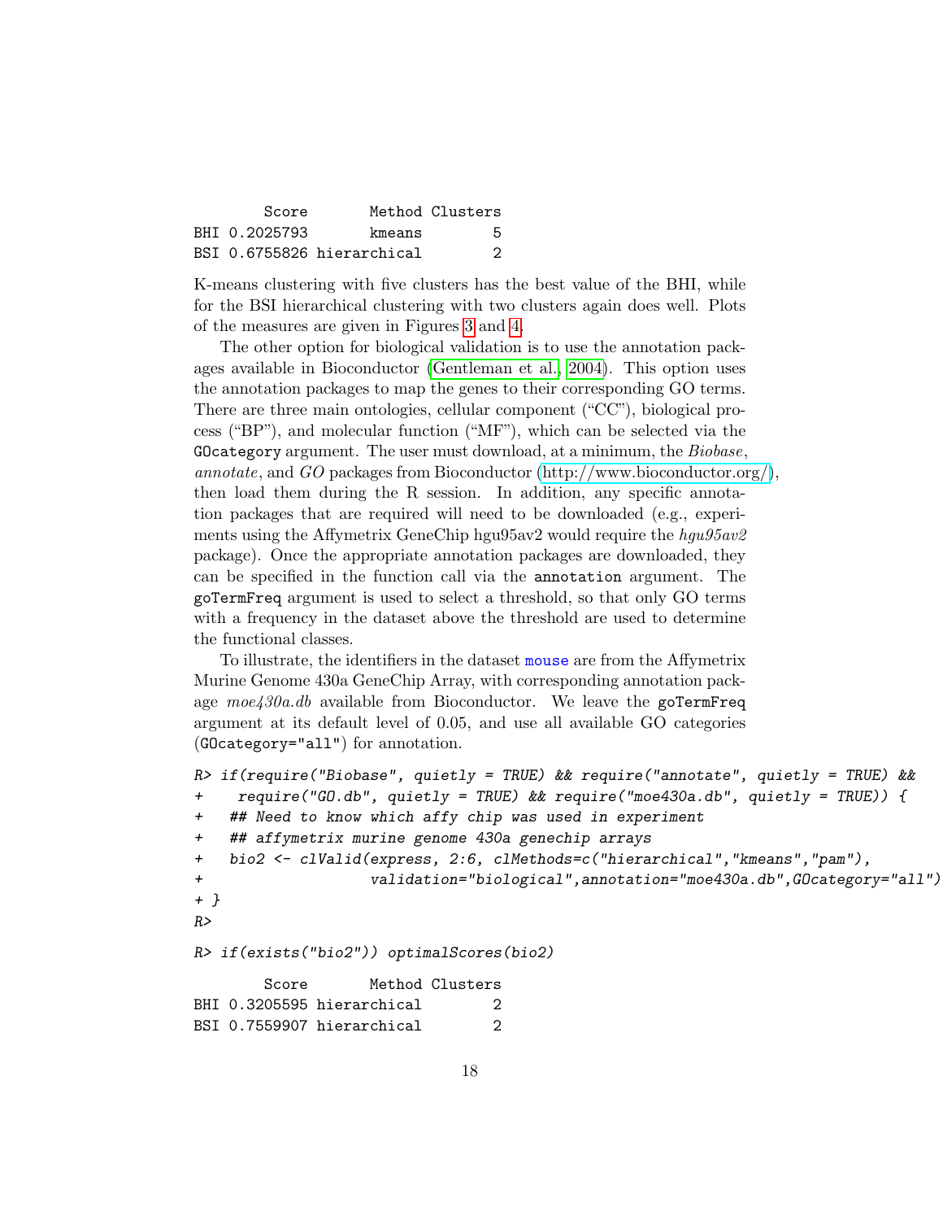```
    Score      Method Clusters
BHI 0.2025793      kmeans        5
BSI 0.6755826 hierarchical        2
```

K-means clustering with five clusters has the best value of the BHI, while for the BSI hierarchical clustering with two clusters again does well. Plots of the measures are given in Figures 3 and 4.

The other option for biological validation is to use the annotation packages available in Bioconductor (Gentleman et al., 2004). This option uses the annotation packages to map the genes to their corresponding GO terms. There are three main ontologies, cellular component ("CC"), biological process ("BP"), and molecular function ("MF"), which can be selected via the `GOcategory` argument. The user must download, at a minimum, the *Biobase*, *annotate*, and *GO* packages from Bioconductor (http://www.bioconductor.org/), then load them during the R session. In addition, any specific annotation packages that are required will need to be downloaded (e.g., experiments using the Affymetrix GeneChip hgu95av2 would require the *hgu95av2* package). Once the appropriate annotation packages are downloaded, they can be specified in the function call via the `annotation` argument. The `goTermFreq` argument is used to select a threshold, so that only GO terms with a frequency in the dataset above the threshold are used to determine the functional classes.

To illustrate, the identifiers in the dataset `mouse` are from the Affymetrix Murine Genome 430a GeneChip Array, with corresponding annotation package *moe430a.db* available from Bioconductor. We leave the `goTermFreq` argument at its default level of 0.05, and use all available GO categories (`GOcategory="all"`) for annotation.

```
R> if(require("Biobase", quietly = TRUE) && require("annotate", quietly = TRUE) &&
+    require("GO.db", quietly = TRUE) && require("moe430a.db", quietly = TRUE)) {
+   ## Need to know which affy chip was used in experiment
+   ## affymetrix murine genome 430a genechip arrays
+   bio2 <- clValid(express, 2:6, clMethods=c("hierarchical","kmeans","pam"),
+                   validation="biological",annotation="moe430a.db",GOcategory="all")
+ }
R>
```

```
R> if(exists("bio2")) optimalScores(bio2)
```

```
    Score      Method Clusters
BHI 0.3205595 hierarchical        2
BSI 0.7559907 hierarchical        2
```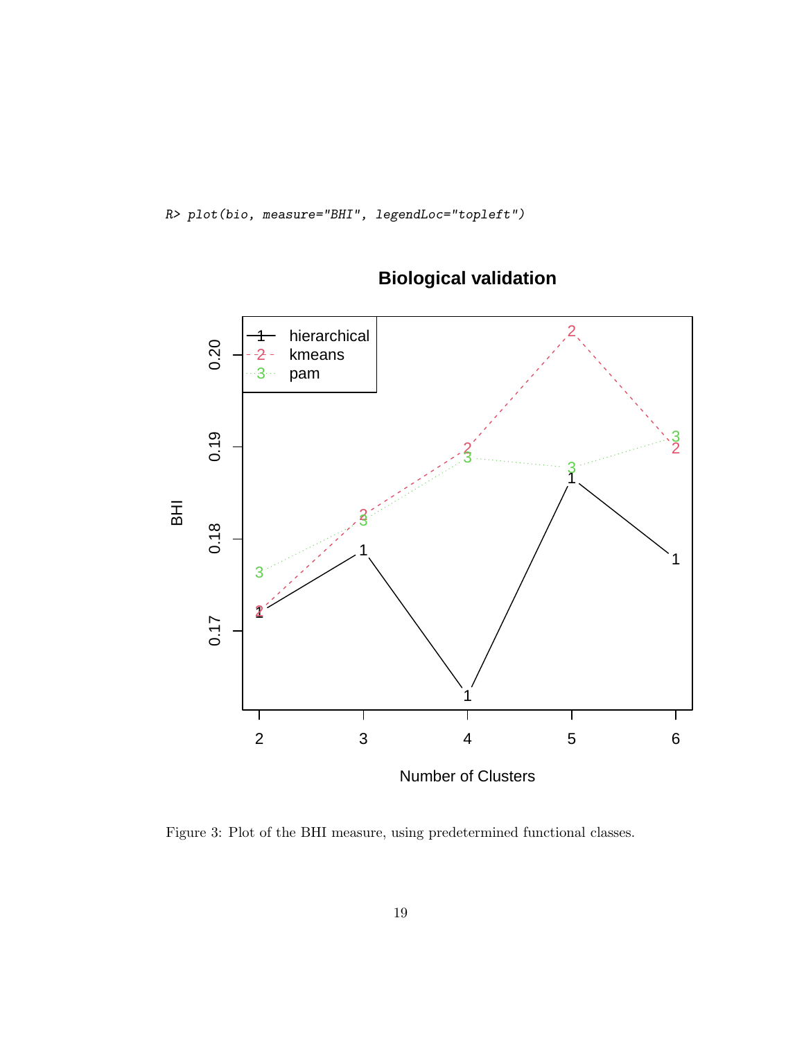```
R> plot(bio, measure="BHI", legendLoc="topleft")
```

Figure 3: Plot of the BHI measure, using predetermined functional classes.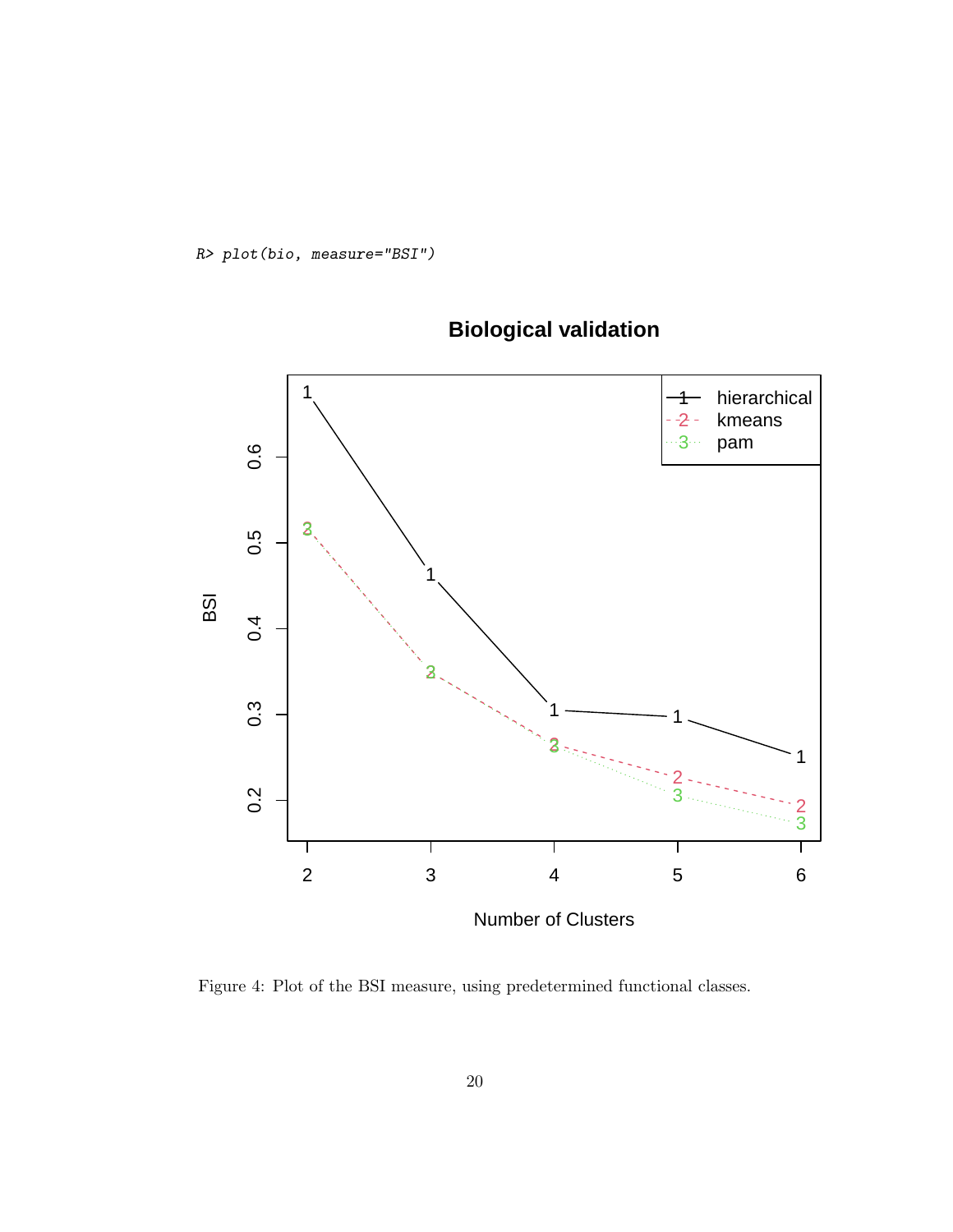```
R> plot(bio, measure="BSI")
```

Figure 4: Plot of the BSI measure, using predetermined functional classes.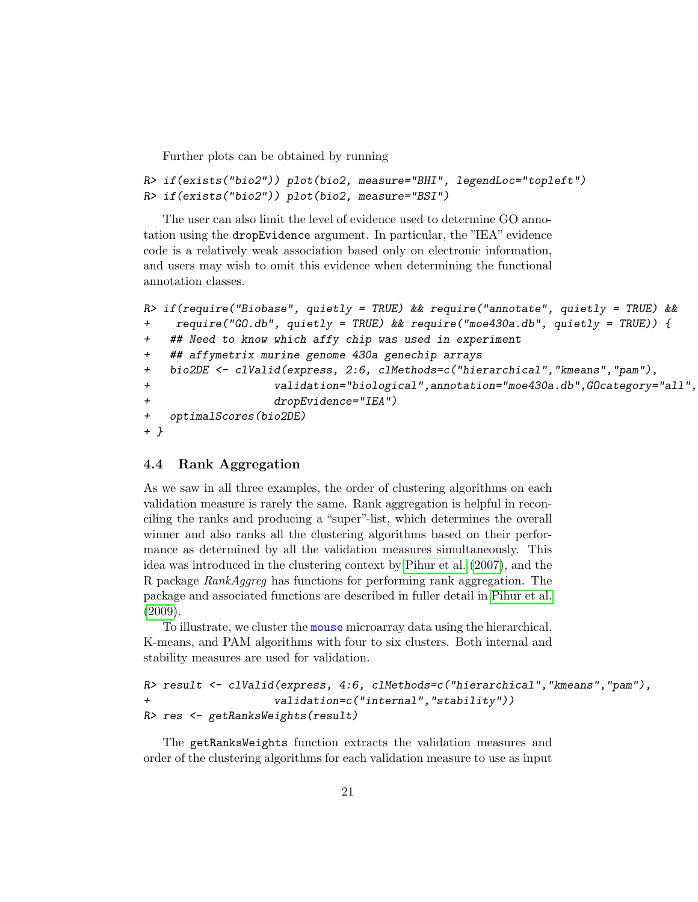Further plots can be obtained by running

```
R> if(exists("bio2")) plot(bio2, measure="BHI", legendLoc="topleft")
R> if(exists("bio2")) plot(bio2, measure="BSI")
```

The user can also limit the level of evidence used to determine GO annotation using the dropEvidence argument. In particular, the "IEA" evidence code is a relatively weak association based only on electronic information, and users may wish to omit this evidence when determining the functional annotation classes.

```
R> if(require("Biobase", quietly = TRUE) && require("annotate", quietly = TRUE) &&
+    require("GO.db", quietly = TRUE) && require("moe430a.db", quietly = TRUE)) {
+   ## Need to know which affy chip was used in experiment
+   ## affymetrix murine genome 430a genechip arrays
+   bio2DE <- clValid(express, 2:6, clMethods=c("hierarchical","kmeans","pam"),
+                   validation="biological",annotation="moe430a.db",GOcategory="all",
+                   dropEvidence="IEA")
+   optimalScores(bio2DE)
+ }
```

### 4.4 Rank Aggregation

As we saw in all three examples, the order of clustering algorithms on each validation measure is rarely the same. Rank aggregation is helpful in reconciling the ranks and producing a "super"-list, which determines the overall winner and also ranks all the clustering algorithms based on their performance as determined by all the validation measures simultaneously. This idea was introduced in the clustering context by Pihur et al. (2007), and the R package *RankAggreg* has functions for performing rank aggregation. The package and associated functions are described in fuller detail in Pihur et al. (2009).

To illustrate, we cluster the mouse microarray data using the hierarchical, K-means, and PAM algorithms with four to six clusters. Both internal and stability measures are used for validation.

```
R> result <- clValid(express, 4:6, clMethods=c("hierarchical","kmeans","pam"),
+                   validation=c("internal","stability"))
R> res <- getRanksWeights(result)
```

The getRanksWeights function extracts the validation measures and order of the clustering algorithms for each validation measure to use as input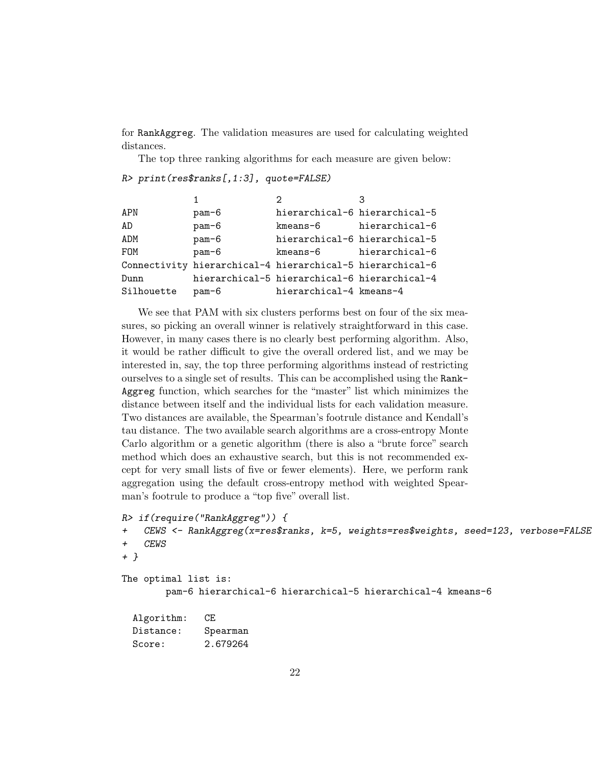for `RankAggreg`. The validation measures are used for calculating weighted distances.

The top three ranking algorithms for each measure are given below:

```
R> print(res$ranks[,1:3], quote=FALSE)

             1              2              3
APN          pam-6          hierarchical-6 hierarchical-5
AD           pam-6          kmeans-6       hierarchical-6
ADM          pam-6          hierarchical-6 hierarchical-5
FOM          pam-6          kmeans-6       hierarchical-6
Connectivity hierarchical-4 hierarchical-5 hierarchical-6
Dunn         hierarchical-5 hierarchical-6 hierarchical-4
Silhouette   pam-6          hierarchical-4 kmeans-4
```

We see that PAM with six clusters performs best on four of the six measures, so picking an overall winner is relatively straightforward in this case. However, in many cases there is no clearly best performing algorithm. Also, it would be rather difficult to give the overall ordered list, and we may be interested in, say, the top three performing algorithms instead of restricting ourselves to a single set of results. This can be accomplished using the `RankAggreg` function, which searches for the "master" list which minimizes the distance between itself and the individual lists for each validation measure. Two distances are available, the Spearman's footrule distance and Kendall's tau distance. The two available search algorithms are a cross-entropy Monte Carlo algorithm or a genetic algorithm (there is also a "brute force" search method which does an exhaustive search, but this is not recommended except for very small lists of five or fewer elements). Here, we perform rank aggregation using the default cross-entropy method with weighted Spearman's footrule to produce a "top five" overall list.

```
R> if(require("RankAggreg")) {
+   CEWS <- RankAggreg(x=res$ranks, k=5, weights=res$weights, seed=123, verbose=FALSE
+   CEWS
+ }

The optimal list is:
        pam-6 hierarchical-6 hierarchical-5 hierarchical-4 kmeans-6

  Algorithm:   CE
  Distance:    Spearman
  Score:       2.679264
```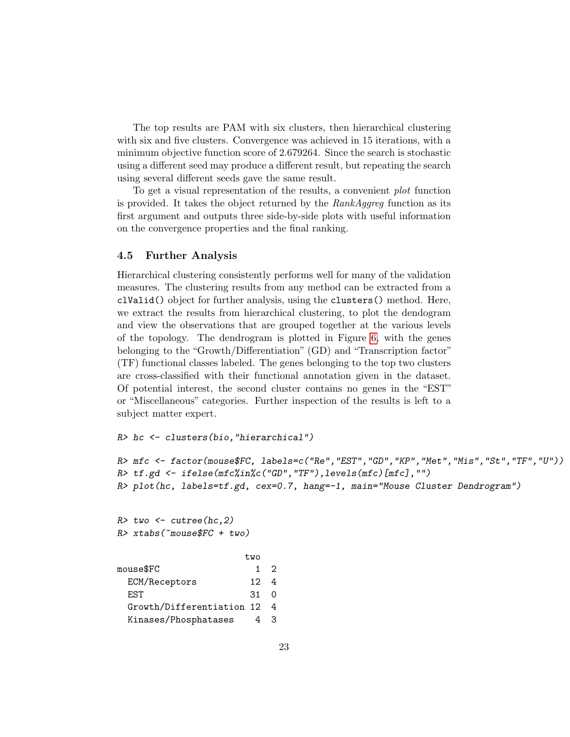The top results are PAM with six clusters, then hierarchical clustering with six and five clusters. Convergence was achieved in 15 iterations, with a minimum objective function score of 2.679264. Since the search is stochastic using a different seed may produce a different result, but repeating the search using several different seeds gave the same result.

To get a visual representation of the results, a convenient *plot* function is provided. It takes the object returned by the *RankAggreg* function as its first argument and outputs three side-by-side plots with useful information on the convergence properties and the final ranking.

### 4.5 Further Analysis

Hierarchical clustering consistently performs well for many of the validation measures. The clustering results from any method can be extracted from a `clValid()` object for further analysis, using the `clusters()` method. Here, we extract the results from hierarchical clustering, to plot the dendogram and view the observations that are grouped together at the various levels of the topology. The dendrogram is plotted in Figure 6, with the genes belonging to the "Growth/Differentiation" (GD) and "Transcription factor" (TF) functional classes labeled. The genes belonging to the top two clusters are cross-classified with their functional annotation given in the dataset. Of potential interest, the second cluster contains no genes in the "EST" or "Miscellaneous" categories. Further inspection of the results is left to a subject matter expert.

```
R> hc <- clusters(bio,"hierarchical")

R> mfc <- factor(mouse$FC, labels=c("Re","EST","GD","KP","Met","Mis","St","TF","U"))
R> tf.gd <- ifelse(mfc%in%c("GD","TF"),levels(mfc)[mfc],"")
R> plot(hc, labels=tf.gd, cex=0.7, hang=-1, main="Mouse Cluster Dendrogram")


R> two <- cutree(hc,2)
R> xtabs(~mouse$FC + two)

                        two
mouse$FC                  1  2
  ECM/Receptors          12  4
  EST                    31  0
  Growth/Differentiation 12  4
  Kinases/Phosphatases    4  3
```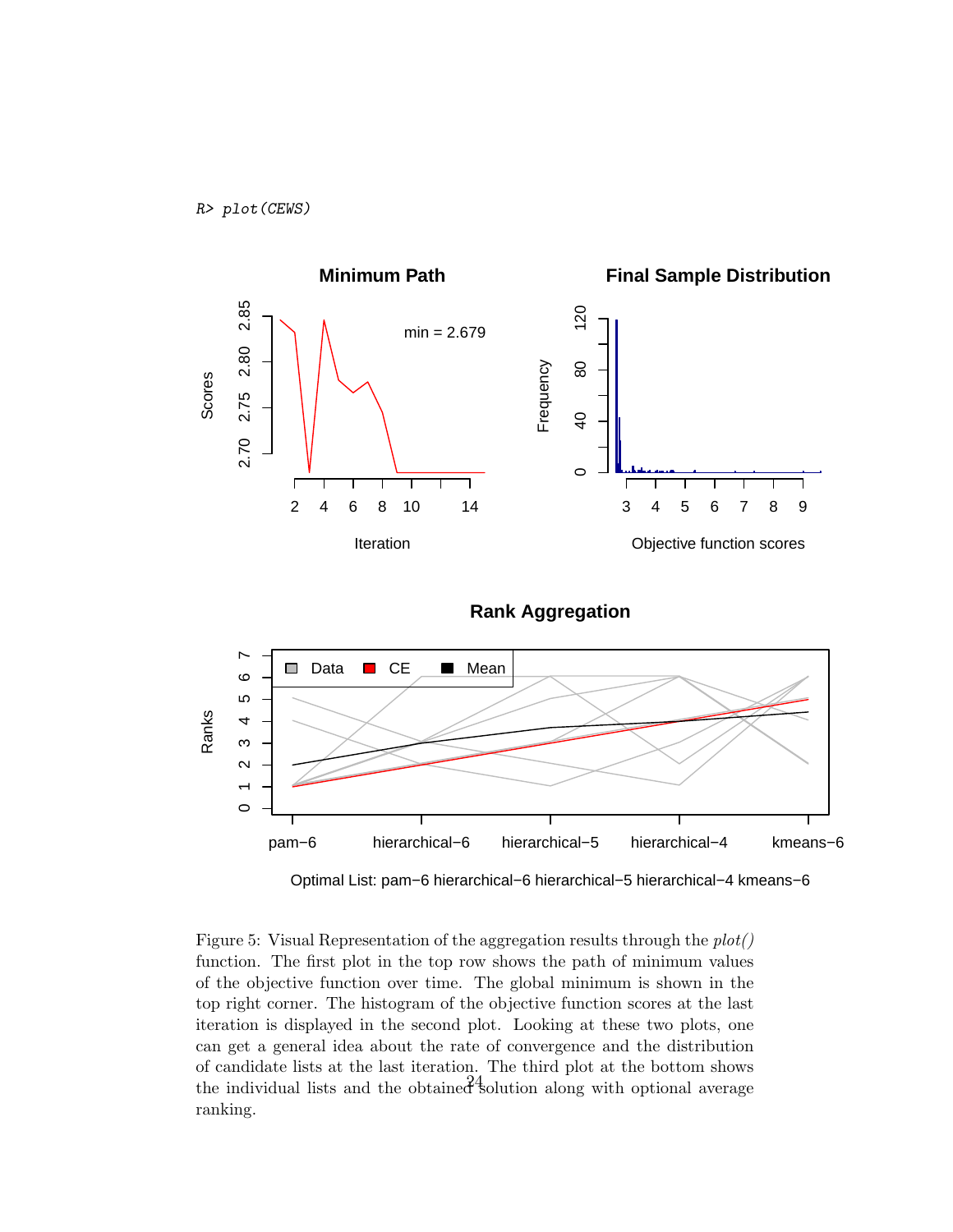```
R> plot(CEWS)
```

Figure 5: Visual Representation of the aggregation results through the *plot()* function. The first plot in the top row shows the path of minimum values of the objective function over time. The global minimum is shown in the top right corner. The histogram of the objective function scores at the last iteration is displayed in the second plot. Looking at these two plots, one can get a general idea about the rate of convergence and the distribution of candidate lists at the last iteration. The third plot at the bottom shows the individual lists and the obtained solution along with optional average ranking.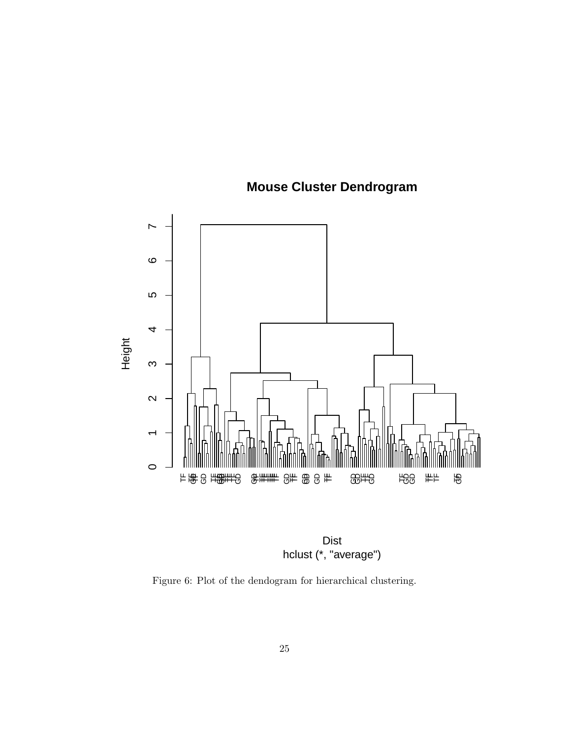Figure 6: Plot of the dendogram for hierarchical clustering.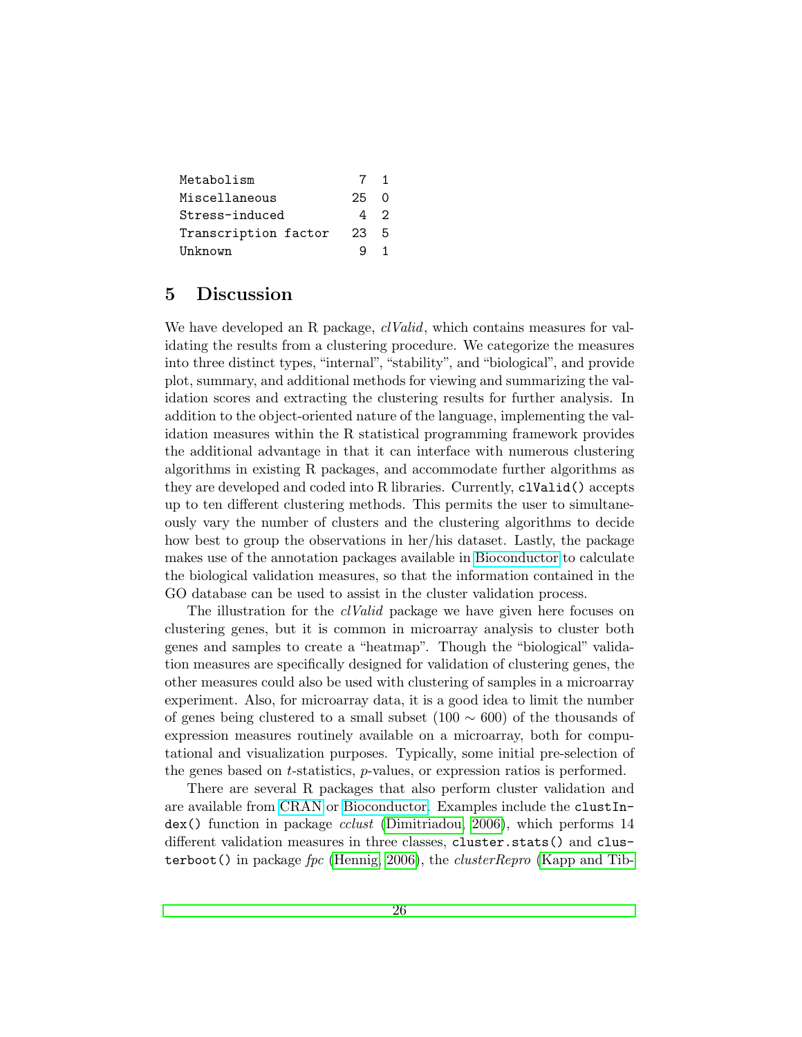```
Metabolism            7  1
Miscellaneous        25  0
Stress-induced        4  2
Transcription factor 23  5
Unknown               9  1
```

# 5 Discussion

We have developed an R package, *clValid*, which contains measures for validating the results from a clustering procedure. We categorize the measures into three distinct types, "internal", "stability", and "biological", and provide plot, summary, and additional methods for viewing and summarizing the validation scores and extracting the clustering results for further analysis. In addition to the object-oriented nature of the language, implementing the validation measures within the R statistical programming framework provides the additional advantage in that it can interface with numerous clustering algorithms in existing R packages, and accommodate further algorithms as they are developed and coded into R libraries. Currently, `clValid()` accepts up to ten different clustering methods. This permits the user to simultaneously vary the number of clusters and the clustering algorithms to decide how best to group the observations in her/his dataset. Lastly, the package makes use of the annotation packages available in Bioconductor to calculate the biological validation measures, so that the information contained in the GO database can be used to assist in the cluster validation process.

The illustration for the *clValid* package we have given here focuses on clustering genes, but it is common in microarray analysis to cluster both genes and samples to create a "heatmap". Though the "biological" validation measures are specifically designed for validation of clustering genes, the other measures could also be used with clustering of samples in a microarray experiment. Also, for microarray data, it is a good idea to limit the number of genes being clustered to a small subset ($100 \sim 600$) of the thousands of expression measures routinely available on a microarray, both for computational and visualization purposes. Typically, some initial pre-selection of the genes based on $t$-statistics, $p$-values, or expression ratios is performed.

There are several R packages that also perform cluster validation and are available from CRAN or Bioconductor. Examples include the `clustIndex()` function in package *cclust* (Dimitriadou, 2006), which performs 14 different validation measures in three classes, `cluster.stats()` and `clusterboot()` in package *fpc* (Hennig, 2006), the *clusterRepro* (Kapp and Tib-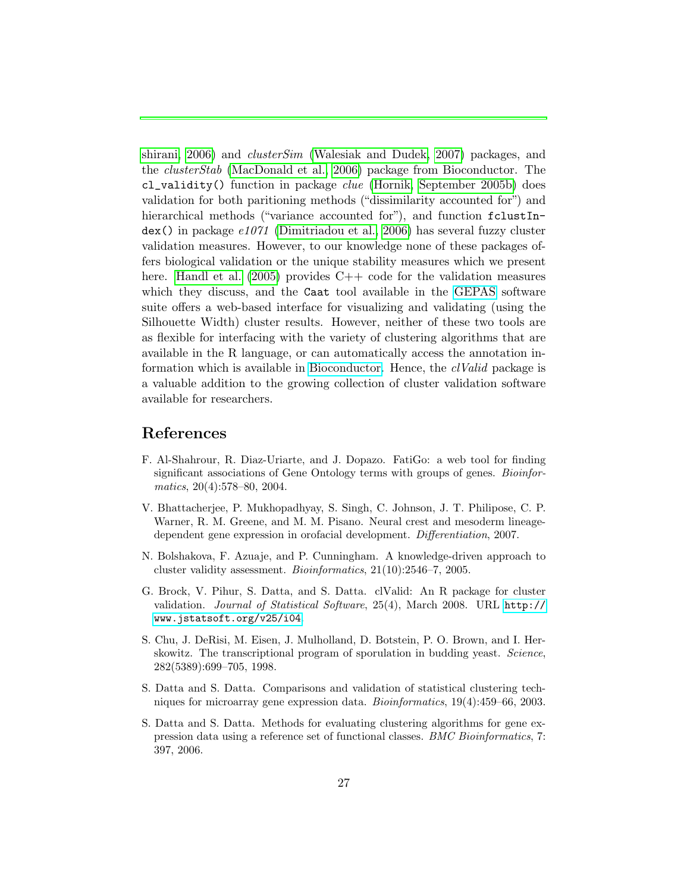shirani, 2006) and *clusterSim* (Walesiak and Dudek, 2007) packages, and the *clusterStab* (MacDonald et al., 2006) package from Bioconductor. The `cl_validity()` function in package *clue* (Hornik, September 2005b) does validation for both paritioning methods ("dissimilarity accounted for") and hierarchical methods ("variance accounted for"), and function `fclustIndex()` in package *e1071* (Dimitriadou et al., 2006) has several fuzzy cluster validation measures. However, to our knowledge none of these packages offers biological validation or the unique stability measures which we present here. Handl et al. (2005) provides C++ code for the validation measures which they discuss, and the `Caat` tool available in the GEPAS software suite offers a web-based interface for visualizing and validating (using the Silhouette Width) cluster results. However, neither of these two tools are as flexible for interfacing with the variety of clustering algorithms that are available in the R language, or can automatically access the annotation information which is available in Bioconductor. Hence, the *clValid* package is a valuable addition to the growing collection of cluster validation software available for researchers.

## References

F. Al-Shahrour, R. Diaz-Uriarte, and J. Dopazo. FatiGo: a web tool for finding significant associations of Gene Ontology terms with groups of genes. *Bioinformatics*, 20(4):578–80, 2004.

V. Bhattacherjee, P. Mukhopadhyay, S. Singh, C. Johnson, J. T. Philipose, C. P. Warner, R. M. Greene, and M. M. Pisano. Neural crest and mesoderm lineage-dependent gene expression in orofacial development. *Differentiation*, 2007.

N. Bolshakova, F. Azuaje, and P. Cunningham. A knowledge-driven approach to cluster validity assessment. *Bioinformatics*, 21(10):2546–7, 2005.

G. Brock, V. Pihur, S. Datta, and S. Datta. clValid: An R package for cluster validation. *Journal of Statistical Software*, 25(4), March 2008. URL `http://www.jstatsoft.org/v25/i04`.

S. Chu, J. DeRisi, M. Eisen, J. Mulholland, D. Botstein, P. O. Brown, and I. Herskowitz. The transcriptional program of sporulation in budding yeast. *Science*, 282(5389):699–705, 1998.

S. Datta and S. Datta. Comparisons and validation of statistical clustering techniques for microarray gene expression data. *Bioinformatics*, 19(4):459–66, 2003.

S. Datta and S. Datta. Methods for evaluating clustering algorithms for gene expression data using a reference set of functional classes. *BMC Bioinformatics*, 7: 397, 2006.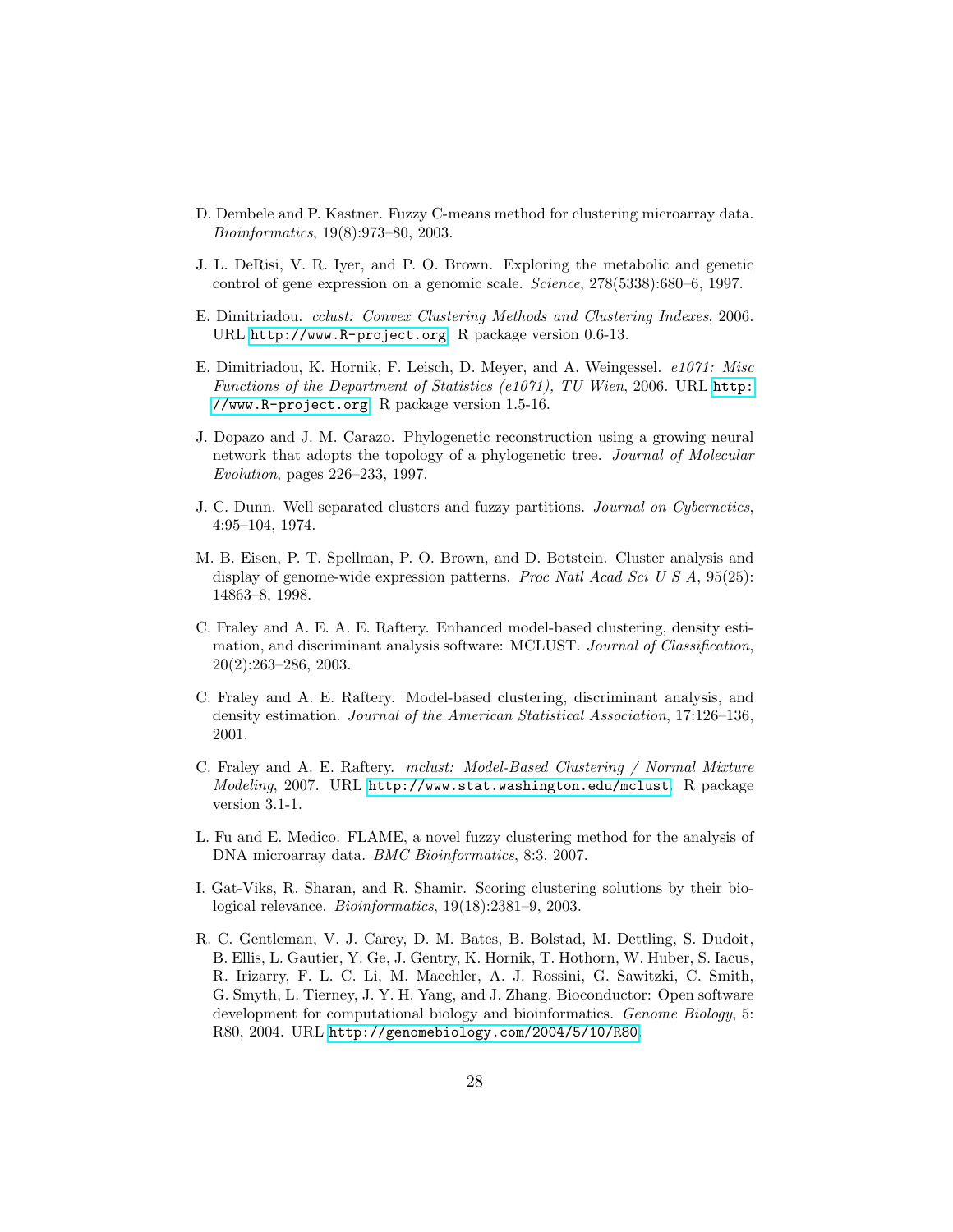D. Dembele and P. Kastner. Fuzzy C-means method for clustering microarray data. *Bioinformatics*, 19(8):973–80, 2003.

J. L. DeRisi, V. R. Iyer, and P. O. Brown. Exploring the metabolic and genetic control of gene expression on a genomic scale. *Science*, 278(5338):680–6, 1997.

E. Dimitriadou. *cclust: Convex Clustering Methods and Clustering Indexes*, 2006. URL http://www.R-project.org. R package version 0.6-13.

E. Dimitriadou, K. Hornik, F. Leisch, D. Meyer, and A. Weingessel. *e1071: Misc Functions of the Department of Statistics (e1071), TU Wien*, 2006. URL http://www.R-project.org. R package version 1.5-16.

J. Dopazo and J. M. Carazo. Phylogenetic reconstruction using a growing neural network that adopts the topology of a phylogenetic tree. *Journal of Molecular Evolution*, pages 226–233, 1997.

J. C. Dunn. Well separated clusters and fuzzy partitions. *Journal on Cybernetics*, 4:95–104, 1974.

M. B. Eisen, P. T. Spellman, P. O. Brown, and D. Botstein. Cluster analysis and display of genome-wide expression patterns. *Proc Natl Acad Sci U S A*, 95(25): 14863–8, 1998.

C. Fraley and A. E. A. E. Raftery. Enhanced model-based clustering, density estimation, and discriminant analysis software: MCLUST. *Journal of Classification*, 20(2):263–286, 2003.

C. Fraley and A. E. Raftery. Model-based clustering, discriminant analysis, and density estimation. *Journal of the American Statistical Association*, 17:126–136, 2001.

C. Fraley and A. E. Raftery. *mclust: Model-Based Clustering / Normal Mixture Modeling*, 2007. URL http://www.stat.washington.edu/mclust. R package version 3.1-1.

L. Fu and E. Medico. FLAME, a novel fuzzy clustering method for the analysis of DNA microarray data. *BMC Bioinformatics*, 8:3, 2007.

I. Gat-Viks, R. Sharan, and R. Shamir. Scoring clustering solutions by their biological relevance. *Bioinformatics*, 19(18):2381–9, 2003.

R. C. Gentleman, V. J. Carey, D. M. Bates, B. Bolstad, M. Dettling, S. Dudoit, B. Ellis, L. Gautier, Y. Ge, J. Gentry, K. Hornik, T. Hothorn, W. Huber, S. Iacus, R. Irizarry, F. L. C. Li, M. Maechler, A. J. Rossini, G. Sawitzki, C. Smith, G. Smyth, L. Tierney, J. Y. H. Yang, and J. Zhang. Bioconductor: Open software development for computational biology and bioinformatics. *Genome Biology*, 5: R80, 2004. URL http://genomebiology.com/2004/5/10/R80.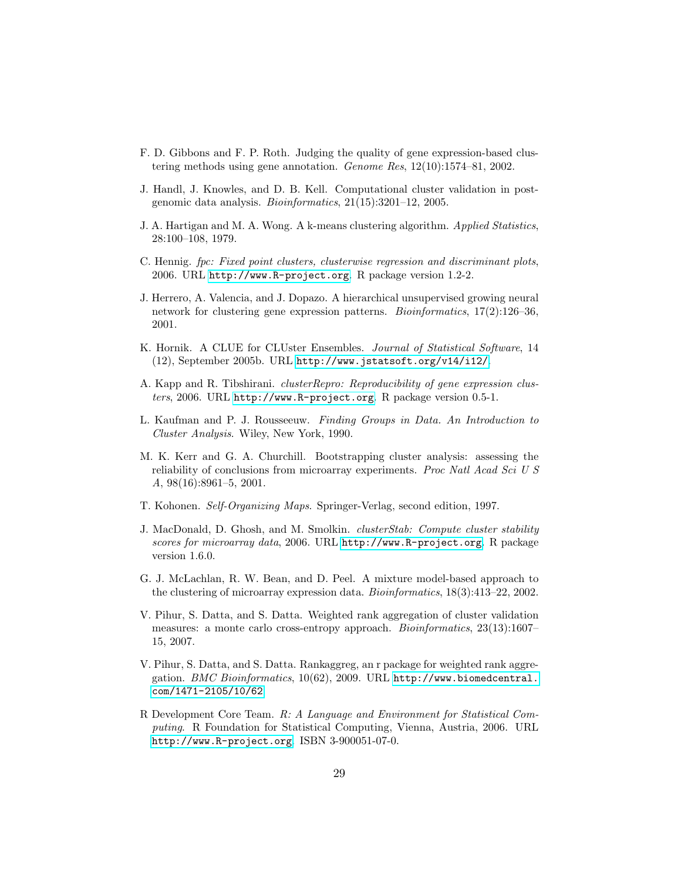F. D. Gibbons and F. P. Roth. Judging the quality of gene expression-based clustering methods using gene annotation. *Genome Res*, 12(10):1574–81, 2002.

J. Handl, J. Knowles, and D. B. Kell. Computational cluster validation in post-genomic data analysis. *Bioinformatics*, 21(15):3201–12, 2005.

J. A. Hartigan and M. A. Wong. A k-means clustering algorithm. *Applied Statistics*, 28:100–108, 1979.

C. Hennig. *fpc: Fixed point clusters, clusterwise regression and discriminant plots*, 2006. URL http://www.R-project.org. R package version 1.2-2.

J. Herrero, A. Valencia, and J. Dopazo. A hierarchical unsupervised growing neural network for clustering gene expression patterns. *Bioinformatics*, 17(2):126–36, 2001.

K. Hornik. A CLUE for CLUster Ensembles. *Journal of Statistical Software*, 14 (12), September 2005b. URL http://www.jstatsoft.org/v14/i12/.

A. Kapp and R. Tibshirani. *clusterRepro: Reproducibility of gene expression clusters*, 2006. URL http://www.R-project.org. R package version 0.5-1.

L. Kaufman and P. J. Rousseeuw. *Finding Groups in Data. An Introduction to Cluster Analysis*. Wiley, New York, 1990.

M. K. Kerr and G. A. Churchill. Bootstrapping cluster analysis: assessing the reliability of conclusions from microarray experiments. *Proc Natl Acad Sci U S A*, 98(16):8961–5, 2001.

T. Kohonen. *Self-Organizing Maps*. Springer-Verlag, second edition, 1997.

J. MacDonald, D. Ghosh, and M. Smolkin. *clusterStab: Compute cluster stability scores for microarray data*, 2006. URL http://www.R-project.org. R package version 1.6.0.

G. J. McLachlan, R. W. Bean, and D. Peel. A mixture model-based approach to the clustering of microarray expression data. *Bioinformatics*, 18(3):413–22, 2002.

V. Pihur, S. Datta, and S. Datta. Weighted rank aggregation of cluster validation measures: a monte carlo cross-entropy approach. *Bioinformatics*, 23(13):1607–15, 2007.

V. Pihur, S. Datta, and S. Datta. Rankaggreg, an r package for weighted rank aggregation. *BMC Bioinformatics*, 10(62), 2009. URL http://www.biomedcentral.com/1471-2105/10/62.

R Development Core Team. *R: A Language and Environment for Statistical Computing*. R Foundation for Statistical Computing, Vienna, Austria, 2006. URL http://www.R-project.org. ISBN 3-900051-07-0.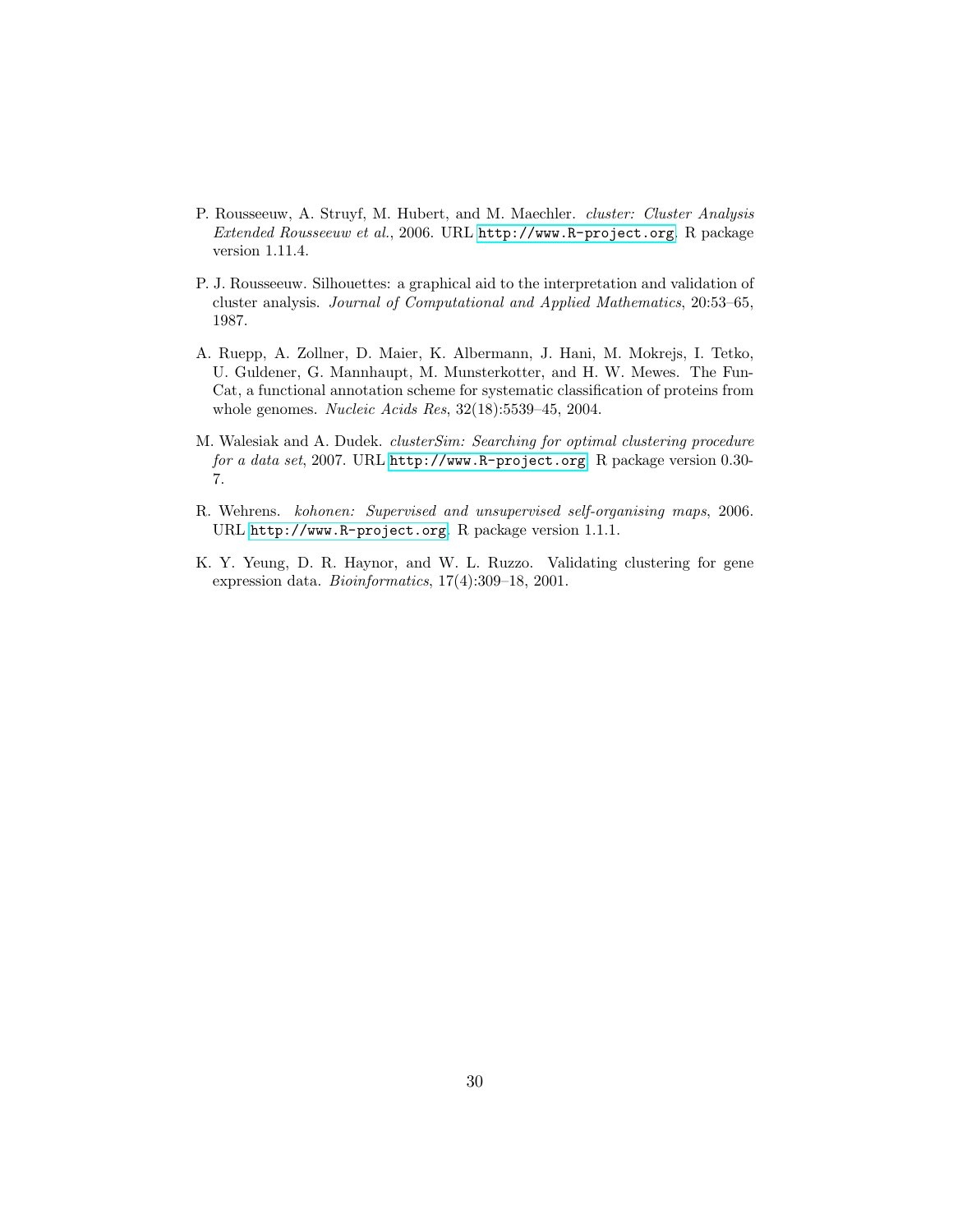P. Rousseeuw, A. Struyf, M. Hubert, and M. Maechler. *cluster: Cluster Analysis Extended Rousseeuw et al.*, 2006. URL http://www.R-project.org. R package version 1.11.4.

P. J. Rousseeuw. Silhouettes: a graphical aid to the interpretation and validation of cluster analysis. *Journal of Computational and Applied Mathematics*, 20:53–65, 1987.

A. Ruepp, A. Zollner, D. Maier, K. Albermann, J. Hani, M. Mokrejs, I. Tetko, U. Guldener, G. Mannhaupt, M. Munsterkotter, and H. W. Mewes. The FunCat, a functional annotation scheme for systematic classification of proteins from whole genomes. *Nucleic Acids Res*, 32(18):5539–45, 2004.

M. Walesiak and A. Dudek. *clusterSim: Searching for optimal clustering procedure for a data set*, 2007. URL http://www.R-project.org. R package version 0.30-7.

R. Wehrens. *kohonen: Supervised and unsupervised self-organising maps*, 2006. URL http://www.R-project.org. R package version 1.1.1.

K. Y. Yeung, D. R. Haynor, and W. L. Ruzzo. Validating clustering for gene expression data. *Bioinformatics*, 17(4):309–18, 2001.